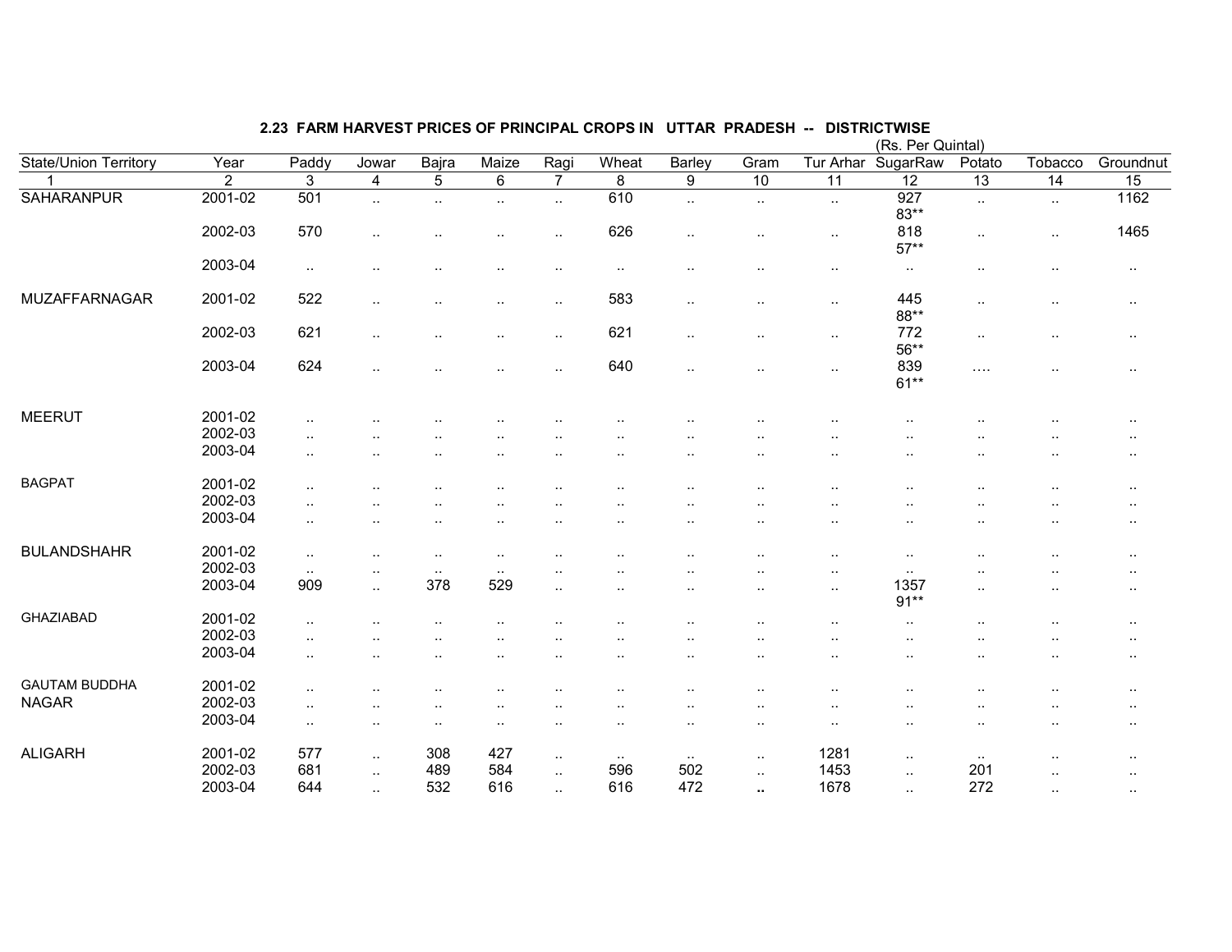## 2.23 FARM HARVEST PRICES OF PRINCIPAL CROPS IN UTTAR PRADESH -- DISTRICTWISE

(Rs. Per Quintal)

| State/Union Territory | Year | Paddy | Jowar | Bajra | Maize | Ragi | Wheat | Barley | Gram | Tur Arhar | SugarRaw | Potato | Tobacco | Groundnut |
|---|---|---|---|---|---|---|---|---|---|---|---|---|---|---|
| 1 | 2 | 3 | 4 | 5 | 6 | 7 | 8 | 9 | 10 | 11 | 12 | 13 | 14 | 15 |
| SAHARANPUR | 2001-02 | 501 | .. | .. | .. | .. | 610 | .. | .. | .. | 927 83** | .. | .. | 1162 |
| | 2002-03 | 570 | .. | .. | .. | .. | 626 | .. | .. | .. | 818 57** | .. | .. | 1465 |
| | 2003-04 | .. | .. | .. | .. | .. | .. | .. | .. | .. | .. | .. | .. | .. |
| MUZAFFARNAGAR | 2001-02 | 522 | .. | .. | .. | .. | 583 | .. | .. | .. | 445 88** | .. | .. | .. |
| | 2002-03 | 621 | .. | .. | .. | .. | 621 | .. | .. | .. | 772 56** | .. | .. | .. |
| | 2003-04 | 624 | .. | .. | .. | .. | 640 | .. | .. | .. | 839 61** | .... | .. | .. |
| MEERUT | 2001-02 | .. | .. | .. | .. | .. | .. | .. | .. | .. | .. | .. | .. | .. |
| | 2002-03 | .. | .. | .. | .. | .. | .. | .. | .. | .. | .. | .. | .. | .. |
| | 2003-04 | .. | .. | .. | .. | .. | .. | .. | .. | .. | .. | .. | .. | .. |
| BAGPAT | 2001-02 | .. | .. | .. | .. | .. | .. | .. | .. | .. | .. | .. | .. | .. |
| | 2002-03 | .. | .. | .. | .. | .. | .. | .. | .. | .. | .. | .. | .. | .. |
| | 2003-04 | .. | .. | .. | .. | .. | .. | .. | .. | .. | .. | .. | .. | .. |
| BULANDSHAHR | 2001-02 | .. | .. | .. | .. | .. | .. | .. | .. | .. | .. | .. | .. | .. |
| | 2002-03 | .. | .. | .. | .. | .. | .. | .. | .. | .. | .. | .. | .. | .. |
| | 2003-04 | 909 | .. | 378 | 529 | .. | .. | .. | .. | .. | 1357 91** | .. | .. | .. |
| GHAZIABAD | 2001-02 | .. | .. | .. | .. | .. | .. | .. | .. | .. | .. | .. | .. | .. |
| | 2002-03 | .. | .. | .. | .. | .. | .. | .. | .. | .. | .. | .. | .. | .. |
| | 2003-04 | .. | .. | .. | .. | .. | .. | .. | .. | .. | .. | .. | .. | .. |
| GAUTAM BUDDHA NAGAR | 2001-02 | .. | .. | .. | .. | .. | .. | .. | .. | .. | .. | .. | .. | .. |
| | 2002-03 | .. | .. | .. | .. | .. | .. | .. | .. | .. | .. | .. | .. | .. |
| | 2003-04 | .. | .. | .. | .. | .. | .. | .. | .. | .. | .. | .. | .. | .. |
| ALIGARH | 2001-02 | 577 | .. | 308 | 427 | .. | .. | .. | .. | 1281 | .. | .. | .. | .. |
| | 2002-03 | 681 | .. | 489 | 584 | .. | 596 | 502 | .. | 1453 | .. | 201 | .. | .. |
| | 2003-04 | 644 | .. | 532 | 616 | .. | 616 | 472 | .. | 1678 | .. | 272 | .. | .. |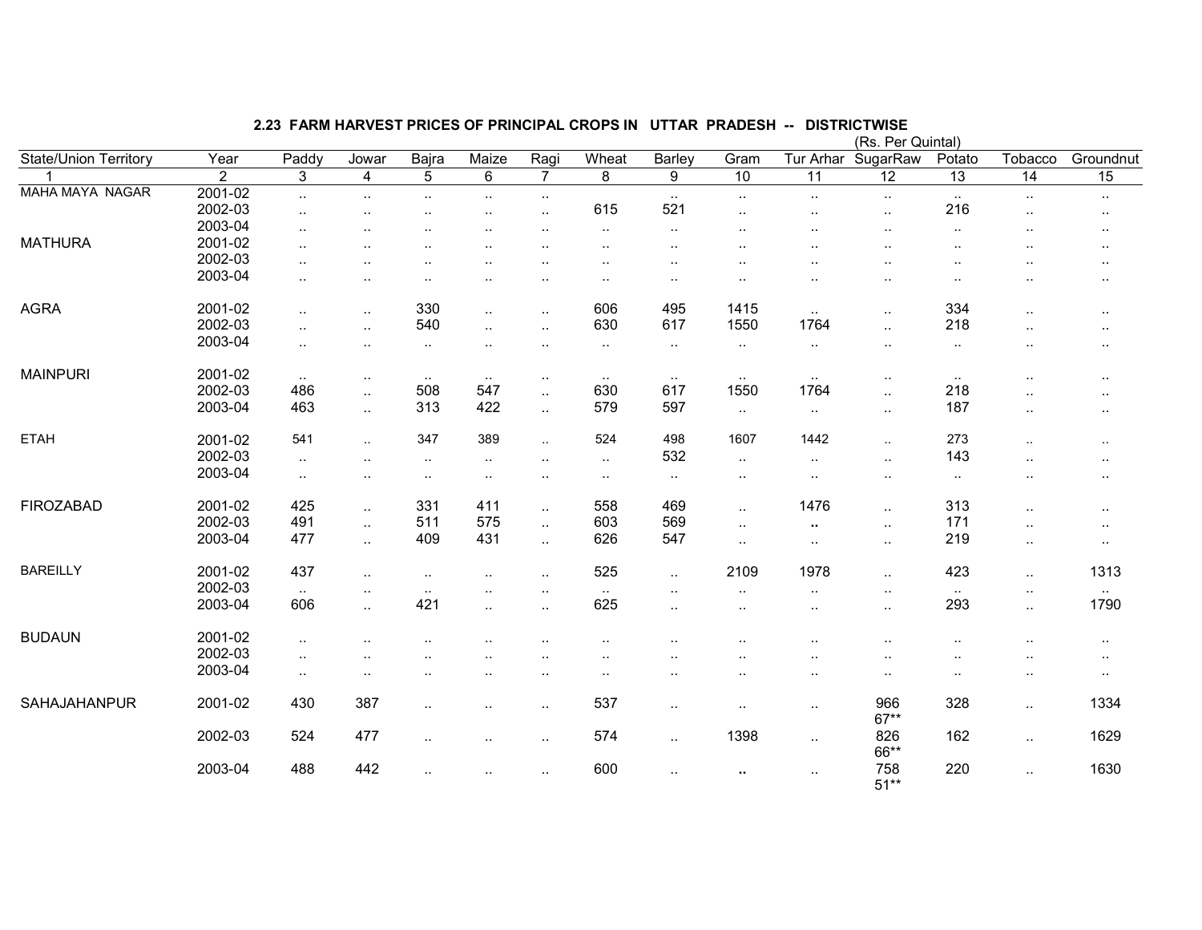## 2.23 FARM HARVEST PRICES OF PRINCIPAL CROPS IN UTTAR PRADESH -- DISTRICTWISE

(Rs. Per Quintal)

| State/Union Territory | Year | Paddy | Jowar | Bajra | Maize | Ragi | Wheat | Barley | Gram | Tur Arhar | SugarRaw | Potato | Tobacco | Groundnut |
|---|---|---|---|---|---|---|---|---|---|---|---|---|---|---|
| 1 | 2 | 3 | 4 | 5 | 6 | 7 | 8 | 9 | 10 | 11 | 12 | 13 | 14 | 15 |
| MAHA MAYA NAGAR | 2001-02 | .. | .. | .. | .. | .. | | .. | .. | .. | .. | .. | .. | .. |
| | 2002-03 | .. | .. | .. | .. | .. | 615 | 521 | .. | .. | .. | 216 | .. | .. |
| | 2003-04 | .. | .. | .. | .. | .. | .. | .. | .. | .. | .. | .. | .. | .. |
| MATHURA | 2001-02 | .. | .. | .. | .. | .. | .. | .. | .. | .. | .. | .. | .. | .. |
| | 2002-03 | .. | .. | .. | .. | .. | .. | .. | .. | .. | .. | .. | .. | .. |
| | 2003-04 | .. | .. | .. | .. | .. | .. | .. | .. | .. | .. | .. | .. | .. |
| AGRA | 2001-02 | .. | .. | 330 | .. | .. | 606 | 495 | 1415 | .. | .. | 334 | .. | .. |
| | 2002-03 | .. | .. | 540 | .. | .. | 630 | 617 | 1550 | 1764 | .. | 218 | .. | .. |
| | 2003-04 | .. | .. | .. | .. | .. | .. | .. | .. | .. | .. | .. | .. | .. |
| MAINPURI | 2001-02 | .. | .. | .. | .. | .. | .. | .. | .. | .. | .. | .. | .. | .. |
| | 2002-03 | 486 | .. | 508 | 547 | .. | 630 | 617 | 1550 | 1764 | .. | 218 | .. | .. |
| | 2003-04 | 463 | .. | 313 | 422 | .. | 579 | 597 | .. | .. | .. | 187 | .. | .. |
| ETAH | 2001-02 | 541 | .. | 347 | 389 | .. | 524 | 498 | 1607 | 1442 | .. | 273 | .. | .. |
| | 2002-03 | .. | .. | .. | .. | .. | .. | 532 | .. | .. | .. | 143 | .. | .. |
| | 2003-04 | .. | .. | .. | .. | .. | .. | .. | .. | .. | .. | .. | .. | .. |
| FIROZABAD | 2001-02 | 425 | .. | 331 | 411 | .. | 558 | 469 | .. | 1476 | .. | 313 | .. | .. |
| | 2002-03 | 491 | .. | 511 | 575 | .. | 603 | 569 | .. | .. | .. | 171 | .. | .. |
| | 2003-04 | 477 | .. | 409 | 431 | .. | 626 | 547 | .. | .. | .. | 219 | .. | .. |
| BAREILLY | 2001-02 | 437 | .. | .. | .. | .. | 525 | .. | 2109 | 1978 | .. | 423 | .. | 1313 |
| | 2002-03 | .. | .. | .. | .. | .. | .. | .. | .. | .. | .. | .. | .. | .. |
| | 2003-04 | 606 | .. | 421 | .. | .. | 625 | .. | .. | .. | .. | 293 | .. | 1790 |
| BUDAUN | 2001-02 | .. | .. | .. | .. | .. | .. | .. | .. | .. | .. | .. | .. | .. |
| | 2002-03 | .. | .. | .. | .. | .. | .. | .. | .. | .. | .. | .. | .. | .. |
| | 2003-04 | .. | .. | .. | .. | .. | .. | .. | .. | .. | .. | .. | .. | .. |
| SAHAJAHANPUR | 2001-02 | 430 | 387 | .. | .. | .. | 537 | .. | .. | .. | 966 67** | 328 | .. | 1334 |
| | 2002-03 | 524 | 477 | .. | .. | .. | 574 | .. | 1398 | .. | 826 66** | 162 | .. | 1629 |
| | 2003-04 | 488 | 442 | .. | .. | .. | 600 | .. | .. | .. | 758 51** | 220 | .. | 1630 |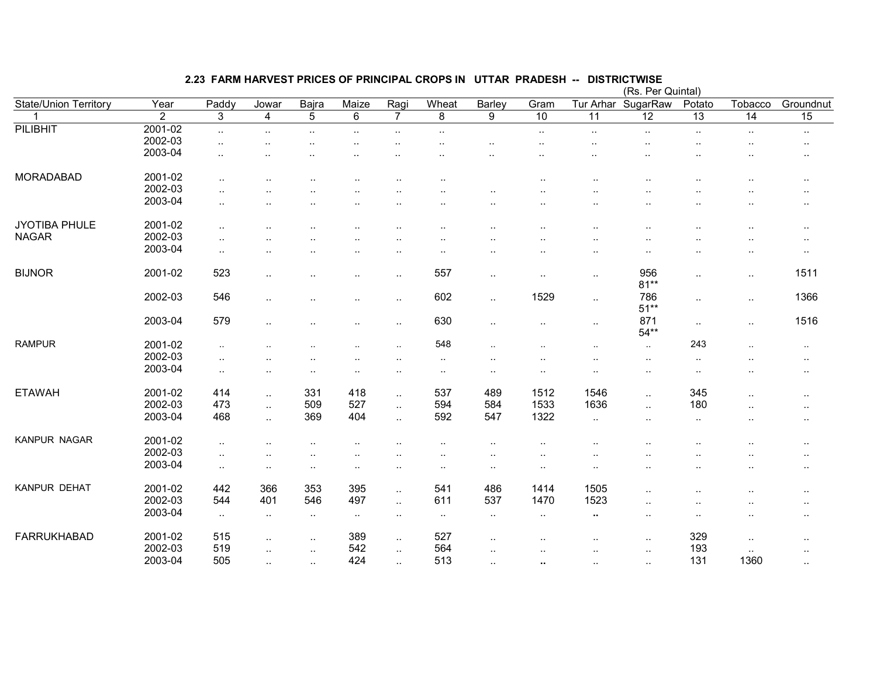## 2.23 FARM HARVEST PRICES OF PRINCIPAL CROPS IN UTTAR PRADESH -- DISTRICTWISE

(Rs. Per Quintal)

| State/Union Territory | Year | Paddy | Jowar | Bajra | Maize | Ragi | Wheat | Barley | Gram | Tur Arhar | SugarRaw | Potato | Tobacco | Groundnut |
|---|---|---|---|---|---|---|---|---|---|---|---|---|---|---|
| 1 | 2 | 3 | 4 | 5 | 6 | 7 | 8 | 9 | 10 | 11 | 12 | 13 | 14 | 15 |
| PILIBHIT | 2001-02 | .. | .. | .. | .. | .. | .. | | .. | .. | .. | .. | .. | .. |
| | 2002-03 | .. | .. | .. | .. | .. | .. | .. | .. | .. | .. | .. | .. | .. |
| | 2003-04 | .. | .. | .. | .. | .. | .. | .. | .. | .. | .. | .. | .. | .. |
| MORADABAD | 2001-02 | .. | .. | .. | .. | .. | .. | | .. | .. | .. | .. | .. | .. |
| | 2002-03 | .. | .. | .. | .. | .. | .. | .. | .. | .. | .. | .. | .. | .. |
| | 2003-04 | .. | .. | .. | .. | .. | .. | .. | .. | .. | .. | .. | .. | .. |
| JYOTIBA PHULE NAGAR | 2001-02 | .. | .. | .. | .. | .. | .. | .. | .. | .. | .. | .. | .. | .. |
| | 2002-03 | .. | .. | .. | .. | .. | .. | .. | .. | .. | .. | .. | .. | .. |
| | 2003-04 | .. | .. | .. | .. | .. | .. | .. | .. | .. | .. | .. | .. | .. |
| BIJNOR | 2001-02 | 523 | .. | .. | .. | .. | 557 | .. | .. | .. | 956 81** | .. | .. | 1511 |
| | 2002-03 | 546 | .. | .. | .. | .. | 602 | .. | 1529 | .. | 786 51** | .. | .. | 1366 |
| | 2003-04 | 579 | .. | .. | .. | .. | 630 | .. | .. | .. | 871 54** | .. | .. | 1516 |
| RAMPUR | 2001-02 | .. | .. | .. | .. | .. | 548 | .. | .. | .. | .. | 243 | .. | .. |
| | 2002-03 | .. | .. | .. | .. | .. | .. | .. | .. | .. | .. | .. | .. | .. |
| | 2003-04 | .. | .. | .. | .. | .. | .. | .. | .. | .. | .. | .. | .. | .. |
| ETAWAH | 2001-02 | 414 | .. | 331 | 418 | .. | 537 | 489 | 1512 | 1546 | .. | 345 | .. | .. |
| | 2002-03 | 473 | .. | 509 | 527 | .. | 594 | 584 | 1533 | 1636 | .. | 180 | .. | .. |
| | 2003-04 | 468 | .. | 369 | 404 | .. | 592 | 547 | 1322 | .. | .. | .. | .. | .. |
| KANPUR NAGAR | 2001-02 | .. | .. | .. | .. | .. | .. | .. | .. | .. | .. | .. | .. | .. |
| | 2002-03 | .. | .. | .. | .. | .. | .. | .. | .. | .. | .. | .. | .. | .. |
| | 2003-04 | .. | .. | .. | .. | .. | .. | .. | .. | .. | .. | .. | .. | .. |
| KANPUR DEHAT | 2001-02 | 442 | 366 | 353 | 395 | .. | 541 | 486 | 1414 | 1505 | .. | .. | .. | .. |
| | 2002-03 | 544 | 401 | 546 | 497 | .. | 611 | 537 | 1470 | 1523 | .. | .. | .. | .. |
| | 2003-04 | .. | .. | .. | .. | .. | .. | .. | .. | .. | .. | .. | .. | .. |
| FARRUKHABAD | 2001-02 | 515 | .. | .. | 389 | .. | 527 | .. | .. | .. | .. | 329 | .. | .. |
| | 2002-03 | 519 | .. | .. | 542 | .. | 564 | .. | .. | .. | .. | 193 | .. | .. |
| | 2003-04 | 505 | .. | .. | 424 | .. | 513 | .. | .. | .. | .. | 131 | 1360 | .. |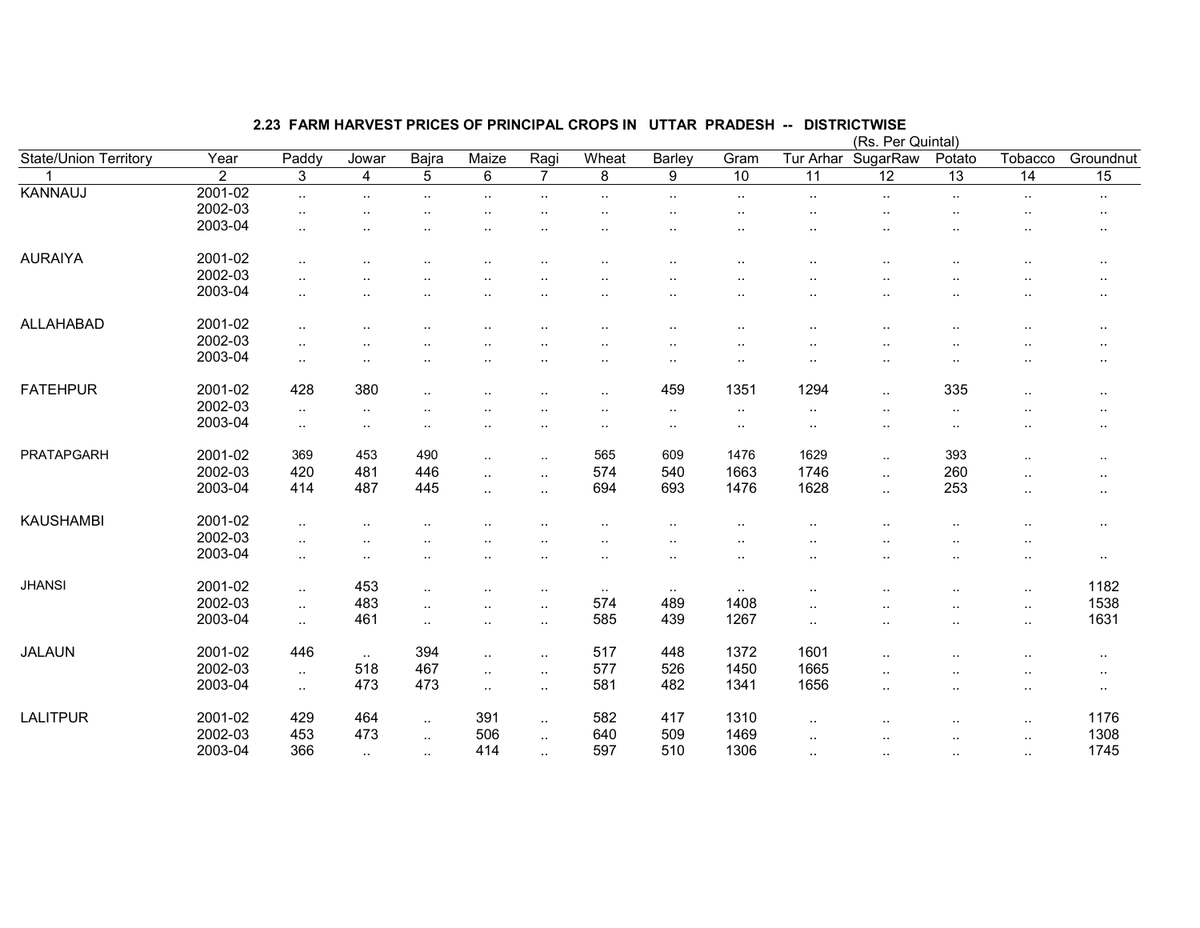## 2.23 FARM HARVEST PRICES OF PRINCIPAL CROPS IN UTTAR PRADESH -- DISTRICTWISE

(Rs. Per Quintal)

| State/Union Territory | Year | Paddy | Jowar | Bajra | Maize | Ragi | Wheat | Barley | Gram | Tur Arhar | SugarRaw | Potato | Tobacco | Groundnut |
|---|---|---|---|---|---|---|---|---|---|---|---|---|---|---|
| 1 | 2 | 3 | 4 | 5 | 6 | 7 | 8 | 9 | 10 | 11 | 12 | 13 | 14 | 15 |
| KANNAUJ | 2001-02 | .. | .. | .. | .. | .. | .. | .. | .. | .. | .. | .. | .. | .. |
| | 2002-03 | .. | .. | .. | .. | .. | .. | .. | .. | .. | .. | .. | .. | .. |
| | 2003-04 | .. | .. | .. | .. | .. | .. | .. | .. | .. | .. | .. | .. | .. |
| AURAIYA | 2001-02 | .. | .. | .. | .. | .. | .. | .. | .. | .. | .. | .. | .. | .. |
| | 2002-03 | .. | .. | .. | .. | .. | .. | .. | .. | .. | .. | .. | .. | .. |
| | 2003-04 | .. | .. | .. | .. | .. | .. | .. | .. | .. | .. | .. | .. | .. |
| ALLAHABAD | 2001-02 | .. | .. | .. | .. | .. | .. | .. | .. | .. | .. | .. | .. | .. |
| | 2002-03 | .. | .. | .. | .. | .. | .. | .. | .. | .. | .. | .. | .. | .. |
| | 2003-04 | .. | .. | .. | .. | .. | .. | .. | .. | .. | .. | .. | .. | .. |
| FATEHPUR | 2001-02 | 428 | 380 | .. | .. | .. | .. | 459 | 1351 | 1294 | .. | 335 | .. | .. |
| | 2002-03 | .. | .. | .. | .. | .. | .. | .. | .. | .. | .. | .. | .. | .. |
| | 2003-04 | .. | .. | .. | .. | .. | .. | .. | .. | .. | .. | .. | .. | .. |
| PRATAPGARH | 2001-02 | 369 | 453 | 490 | .. | .. | 565 | 609 | 1476 | 1629 | .. | 393 | .. | .. |
| | 2002-03 | 420 | 481 | 446 | .. | .. | 574 | 540 | 1663 | 1746 | .. | 260 | .. | .. |
| | 2003-04 | 414 | 487 | 445 | .. | .. | 694 | 693 | 1476 | 1628 | .. | 253 | .. | .. |
| KAUSHAMBI | 2001-02 | .. | .. | .. | .. | .. | .. | .. | .. | .. | .. | .. | .. | .. |
| | 2002-03 | .. | .. | .. | .. | .. | .. | .. | .. | .. | .. | .. | .. | |
| | 2003-04 | .. | .. | .. | .. | .. | .. | .. | .. | .. | .. | .. | .. | .. |
| JHANSI | 2001-02 | .. | 453 | .. | .. | .. | .. | .. | .. | .. | .. | .. | .. | 1182 |
| | 2002-03 | .. | 483 | .. | .. | .. | 574 | 489 | 1408 | .. | .. | .. | .. | 1538 |
| | 2003-04 | .. | 461 | .. | .. | .. | 585 | 439 | 1267 | .. | .. | .. | .. | 1631 |
| JALAUN | 2001-02 | 446 | .. | 394 | .. | .. | 517 | 448 | 1372 | 1601 | .. | .. | .. | .. |
| | 2002-03 | .. | 518 | 467 | .. | .. | 577 | 526 | 1450 | 1665 | .. | .. | .. | .. |
| | 2003-04 | .. | 473 | 473 | .. | .. | 581 | 482 | 1341 | 1656 | .. | .. | .. | .. |
| LALITPUR | 2001-02 | 429 | 464 | .. | 391 | .. | 582 | 417 | 1310 | .. | .. | .. | .. | 1176 |
| | 2002-03 | 453 | 473 | .. | 506 | .. | 640 | 509 | 1469 | .. | .. | .. | .. | 1308 |
| | 2003-04 | 366 | .. | .. | 414 | .. | 597 | 510 | 1306 | .. | .. | .. | .. | 1745 |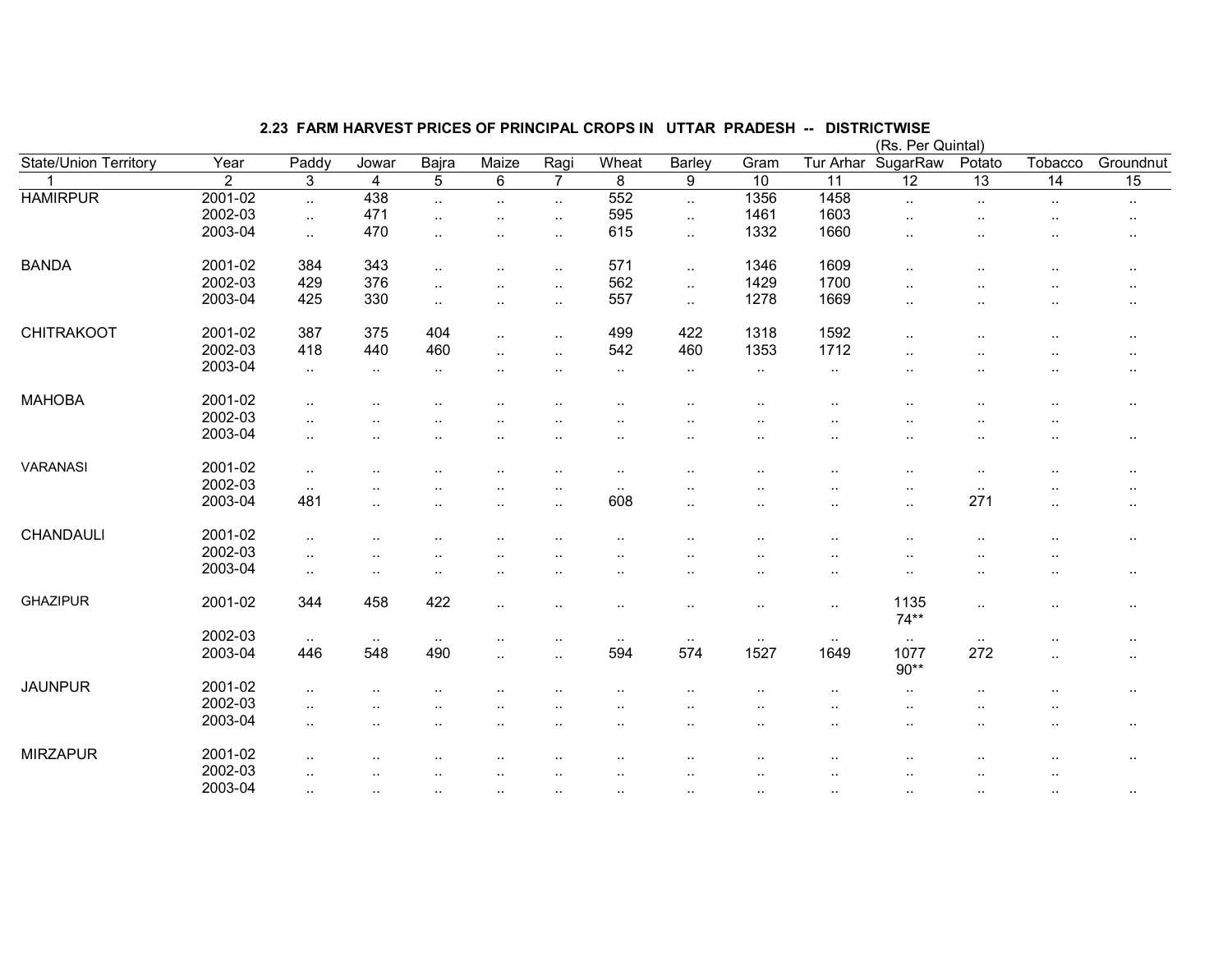## 2.23 FARM HARVEST PRICES OF PRINCIPAL CROPS IN UTTAR PRADESH -- DISTRICTWISE

(Rs. Per Quintal)

| State/Union Territory | Year | Paddy | Jowar | Bajra | Maize | Ragi | Wheat | Barley | Gram | Tur Arhar | SugarRaw | Potato | Tobacco | Groundnut |
|---|---|---|---|---|---|---|---|---|---|---|---|---|---|---|
| 1 | 2 | 3 | 4 | 5 | 6 | 7 | 8 | 9 | 10 | 11 | 12 | 13 | 14 | 15 |
| HAMIRPUR | 2001-02 | .. | 438 | .. | .. | .. | 552 | .. | 1356 | 1458 | .. | .. | .. | .. |
| | 2002-03 | .. | 471 | .. | .. | .. | 595 | .. | 1461 | 1603 | .. | .. | .. | .. |
| | 2003-04 | .. | 470 | .. | .. | .. | 615 | .. | 1332 | 1660 | .. | .. | .. | .. |
| BANDA | 2001-02 | 384 | 343 | .. | .. | .. | 571 | .. | 1346 | 1609 | .. | .. | .. | .. |
| | 2002-03 | 429 | 376 | .. | .. | .. | 562 | .. | 1429 | 1700 | .. | .. | .. | .. |
| | 2003-04 | 425 | 330 | .. | .. | .. | 557 | .. | 1278 | 1669 | .. | .. | .. | .. |
| CHITRAKOOT | 2001-02 | 387 | 375 | 404 | .. | .. | 499 | 422 | 1318 | 1592 | .. | .. | .. | .. |
| | 2002-03 | 418 | 440 | 460 | .. | .. | 542 | 460 | 1353 | 1712 | .. | .. | .. | .. |
| | 2003-04 | .. | .. | .. | .. | .. | .. | .. | .. | .. | .. | .. | .. | .. |
| MAHOBA | 2001-02 | .. | .. | .. | .. | .. | .. | .. | .. | .. | .. | .. | .. | .. |
| | 2002-03 | .. | .. | .. | .. | .. | .. | .. | .. | .. | .. | .. | .. | |
| | 2003-04 | .. | .. | .. | .. | .. | .. | .. | .. | .. | .. | .. | .. | .. |
| VARANASI | 2001-02 | .. | .. | .. | .. | .. | .. | .. | .. | .. | .. | .. | .. | .. |
| | 2002-03 | .. | .. | .. | .. | .. | .. | .. | .. | .. | .. | .. | .. | .. |
| | 2003-04 | 481 | .. | .. | .. | .. | 608 | .. | .. | .. | .. | 271 | .. | .. |
| CHANDAULI | 2001-02 | .. | .. | .. | .. | .. | .. | .. | .. | .. | .. | .. | .. | .. |
| | 2002-03 | .. | .. | .. | .. | .. | .. | .. | .. | .. | .. | .. | .. | |
| | 2003-04 | .. | .. | .. | .. | .. | .. | .. | .. | .. | .. | .. | .. | .. |
| GHAZIPUR | 2001-02 | 344 | 458 | 422 | .. | .. | .. | .. | .. | .. | 1135 74** | .. | .. | .. |
| | 2002-03 | .. | .. | .. | .. | .. | .. | .. | .. | .. | .. | .. | .. | .. |
| | 2003-04 | 446 | 548 | 490 | .. | .. | 594 | 574 | 1527 | 1649 | 1077 90** | 272 | .. | .. |
| JAUNPUR | 2001-02 | .. | .. | .. | .. | .. | .. | .. | .. | .. | .. | .. | .. | .. |
| | 2002-03 | .. | .. | .. | .. | .. | .. | .. | .. | .. | .. | .. | .. | |
| | 2003-04 | .. | .. | .. | .. | .. | .. | .. | .. | .. | .. | .. | .. | .. |
| MIRZAPUR | 2001-02 | .. | .. | .. | .. | .. | .. | .. | .. | .. | .. | .. | .. | .. |
| | 2002-03 | .. | .. | .. | .. | .. | .. | .. | .. | .. | .. | .. | .. | |
| | 2003-04 | .. | .. | .. | .. | .. | .. | .. | .. | .. | .. | .. | .. | .. |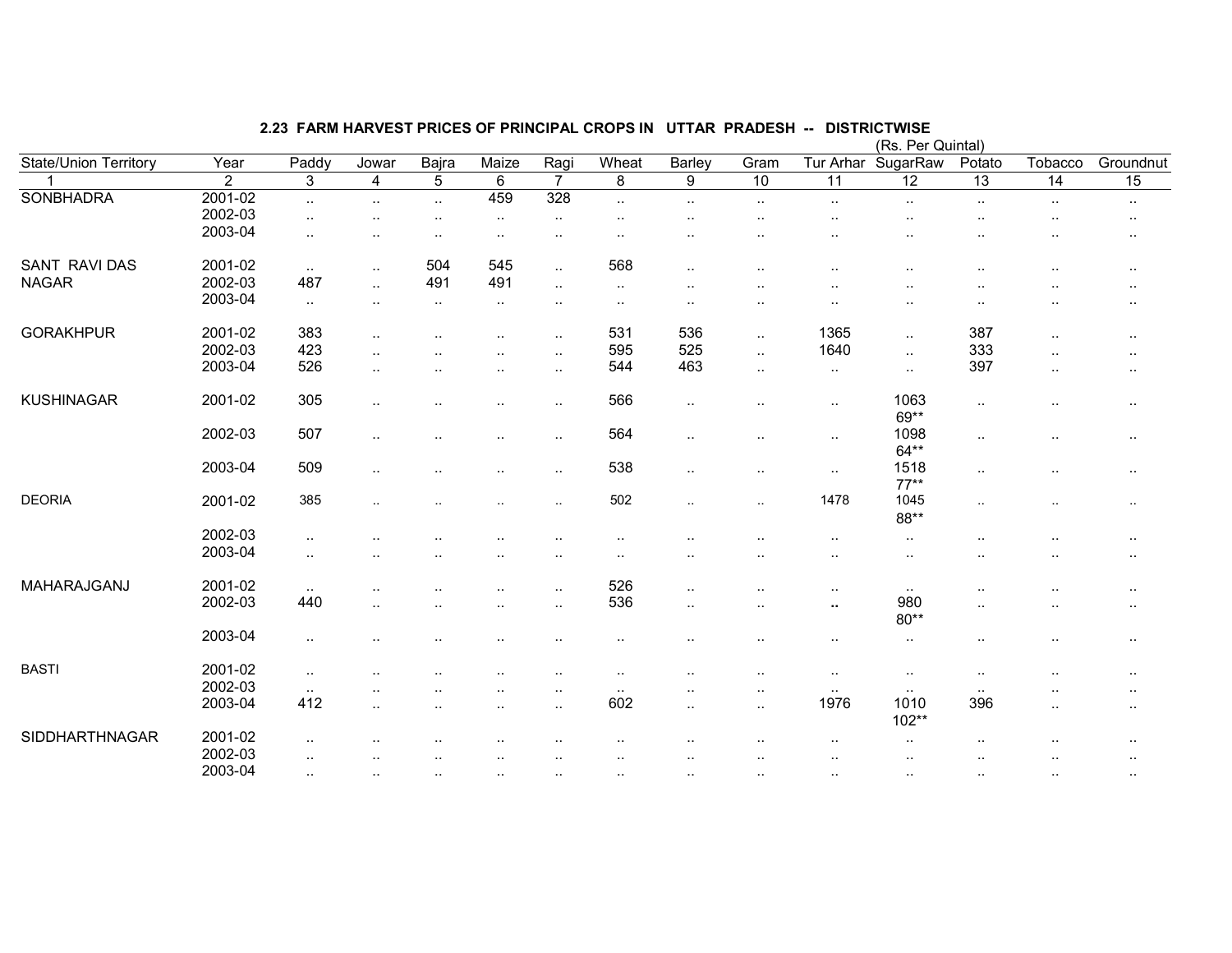## 2.23 FARM HARVEST PRICES OF PRINCIPAL CROPS IN UTTAR PRADESH -- DISTRICTWISE

(Rs. Per Quintal)

| State/Union Territory | Year | Paddy | Jowar | Bajra | Maize | Ragi | Wheat | Barley | Gram | Tur Arhar | SugarRaw | Potato | Tobacco | Groundnut |
|---|---|---|---|---|---|---|---|---|---|---|---|---|---|---|
| 1 | 2 | 3 | 4 | 5 | 6 | 7 | 8 | 9 | 10 | 11 | 12 | 13 | 14 | 15 |
| SONBHADRA | 2001-02 | .. | .. | .. | 459 | 328 | .. | .. | .. | .. | .. | .. | .. | .. |
| | 2002-03 | .. | .. | .. | .. | .. | .. | .. | .. | .. | .. | .. | .. | .. |
| | 2003-04 | .. | .. | .. | .. | .. | .. | .. | .. | .. | .. | .. | .. | .. |
| SANT RAVI DAS NAGAR | 2001-02 | .. | .. | 504 | 545 | .. | 568 | .. | .. | .. | .. | .. | .. | .. |
| | 2002-03 | 487 | .. | 491 | 491 | .. | .. | .. | .. | .. | .. | .. | .. | .. |
| | 2003-04 | .. | .. | .. | .. | .. | .. | .. | .. | .. | .. | .. | .. | .. |
| GORAKHPUR | 2001-02 | 383 | .. | .. | .. | .. | 531 | 536 | .. | 1365 | .. | 387 | .. | .. |
| | 2002-03 | 423 | .. | .. | .. | .. | 595 | 525 | .. | 1640 | .. | 333 | .. | .. |
| | 2003-04 | 526 | .. | .. | .. | .. | 544 | 463 | .. | .. | .. | 397 | .. | .. |
| KUSHINAGAR | 2001-02 | 305 | .. | .. | .. | .. | 566 | .. | .. | .. | 1063 69** | .. | .. | .. |
| | 2002-03 | 507 | .. | .. | .. | .. | 564 | .. | .. | .. | 1098 64** | .. | .. | .. |
| | 2003-04 | 509 | .. | .. | .. | .. | 538 | .. | .. | .. | 1518 77** | .. | .. | .. |
| DEORIA | 2001-02 | 385 | .. | .. | .. | .. | 502 | .. | .. | 1478 | 1045 88** | .. | .. | .. |
| | 2002-03 | .. | .. | .. | .. | .. | .. | .. | .. | .. | .. | .. | .. | .. |
| | 2003-04 | .. | .. | .. | .. | .. | .. | .. | .. | .. | .. | .. | .. | .. |
| MAHARAJGANJ | 2001-02 | .. | .. | .. | .. | .. | 526 | .. | .. | .. | .. | .. | .. | .. |
| | 2002-03 | 440 | .. | .. | .. | .. | 536 | .. | .. | .. | 980 80** | .. | .. | .. |
| | 2003-04 | .. | .. | .. | .. | .. | .. | .. | .. | .. | .. | .. | .. | .. |
| BASTI | 2001-02 | .. | .. | .. | .. | .. | .. | .. | .. | .. | .. | .. | .. | .. |
| | 2002-03 | .. | .. | .. | .. | .. | .. | .. | .. | .. | .. | .. | .. | .. |
| | 2003-04 | 412 | .. | .. | .. | .. | 602 | .. | .. | 1976 | 1010 102** | 396 | .. | .. |
| SIDDHARTHNAGAR | 2001-02 | .. | .. | .. | .. | .. | .. | .. | .. | .. | .. | .. | .. | .. |
| | 2002-03 | .. | .. | .. | .. | .. | .. | .. | .. | .. | .. | .. | .. | .. |
| | 2003-04 | .. | .. | .. | .. | .. | .. | .. | .. | .. | .. | .. | .. | .. |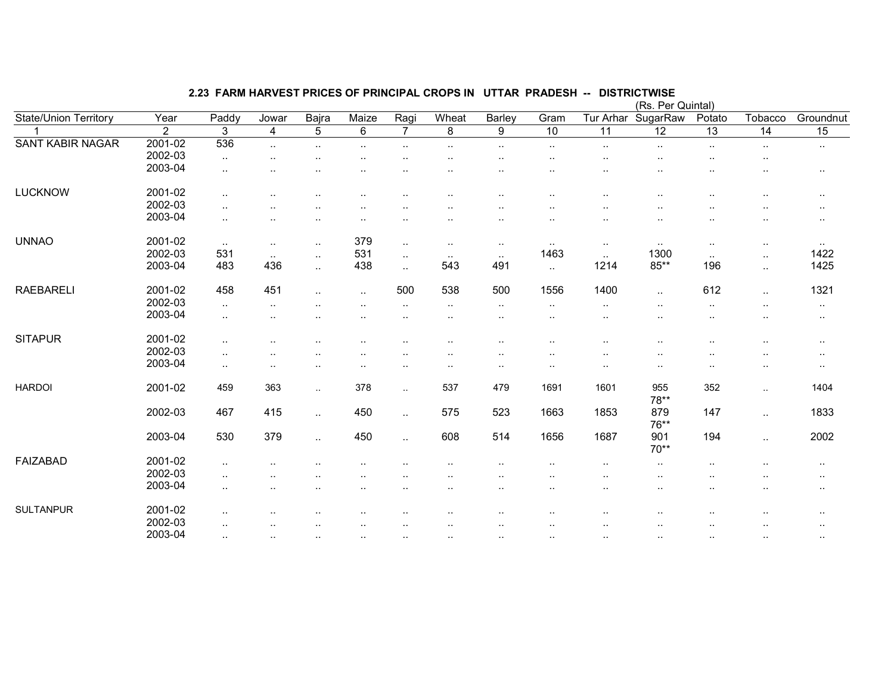## 2.23 FARM HARVEST PRICES OF PRINCIPAL CROPS IN UTTAR PRADESH -- DISTRICTWISE

(Rs. Per Quintal)

| State/Union Territory | Year | Paddy | Jowar | Bajra | Maize | Ragi | Wheat | Barley | Gram | Tur Arhar | SugarRaw | Potato | Tobacco | Groundnut |
|---|---|---|---|---|---|---|---|---|---|---|---|---|---|---|
| 1 | 2 | 3 | 4 | 5 | 6 | 7 | 8 | 9 | 10 | 11 | 12 | 13 | 14 | 15 |
| SANT KABIR NAGAR | 2001-02 | 536 | .. | .. | .. | .. | .. | .. | .. | .. | .. | .. | .. | .. |
| | 2002-03 | .. | .. | .. | .. | .. | .. | .. | .. | .. | .. | .. | .. | |
| | 2003-04 | .. | .. | .. | .. | .. | .. | .. | .. | .. | .. | .. | .. | .. |
| LUCKNOW | 2001-02 | .. | .. | .. | .. | .. | .. | .. | .. | .. | .. | .. | .. | .. |
| | 2002-03 | .. | .. | .. | .. | .. | .. | .. | .. | .. | .. | .. | .. | .. |
| | 2003-04 | .. | .. | .. | .. | .. | .. | .. | .. | .. | .. | .. | .. | .. |
| UNNAO | 2001-02 | .. | .. | .. | 379 | .. | .. | .. | .. | .. | .. | .. | .. | .. |
| | 2002-03 | 531 | .. | .. | 531 | .. | .. | .. | 1463 | .. | 1300 | .. | .. | 1422 |
| | 2003-04 | 483 | 436 | .. | 438 | .. | 543 | 491 | .. | 1214 | 85** | 196 | .. | 1425 |
| RAEBARELI | 2001-02 | 458 | 451 | .. | .. | 500 | 538 | 500 | 1556 | 1400 | .. | 612 | .. | 1321 |
| | 2002-03 | .. | .. | .. | .. | .. | .. | .. | .. | .. | .. | .. | .. | .. |
| | 2003-04 | .. | .. | .. | .. | .. | .. | .. | .. | .. | .. | .. | .. | .. |
| SITAPUR | 2001-02 | .. | .. | .. | .. | .. | .. | .. | .. | .. | .. | .. | .. | .. |
| | 2002-03 | .. | .. | .. | .. | .. | .. | .. | .. | .. | .. | .. | .. | .. |
| | 2003-04 | .. | .. | .. | .. | .. | .. | .. | .. | .. | .. | .. | .. | .. |
| HARDOI | 2001-02 | 459 | 363 | .. | 378 | .. | 537 | 479 | 1691 | 1601 | 955 78** | 352 | .. | 1404 |
| | 2002-03 | 467 | 415 | .. | 450 | .. | 575 | 523 | 1663 | 1853 | 879 76** | 147 | .. | 1833 |
| | 2003-04 | 530 | 379 | .. | 450 | .. | 608 | 514 | 1656 | 1687 | 901 70** | 194 | .. | 2002 |
| FAIZABAD | 2001-02 | .. | .. | .. | .. | .. | .. | .. | .. | .. | .. | .. | .. | .. |
| | 2002-03 | .. | .. | .. | .. | .. | .. | .. | .. | .. | .. | .. | .. | .. |
| | 2003-04 | .. | .. | .. | .. | .. | .. | .. | .. | .. | .. | .. | .. | .. |
| SULTANPUR | 2001-02 | .. | .. | .. | .. | .. | .. | .. | .. | .. | .. | .. | .. | .. |
| | 2002-03 | .. | .. | .. | .. | .. | .. | .. | .. | .. | .. | .. | .. | .. |
| | 2003-04 | .. | .. | .. | .. | .. | .. | .. | .. | .. | .. | .. | .. | .. |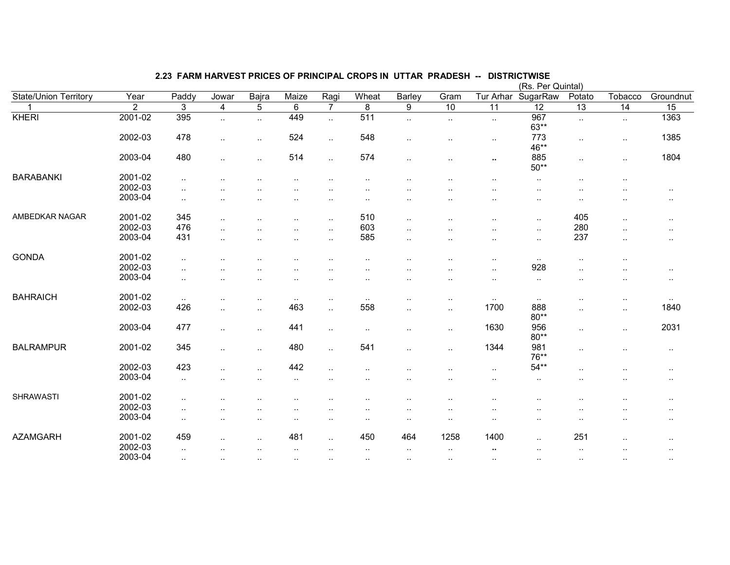## 2.23 FARM HARVEST PRICES OF PRINCIPAL CROPS IN UTTAR PRADESH -- DISTRICTWISE

(Rs. Per Quintal)

| State/Union Territory | Year | Paddy | Jowar | Bajra | Maize | Ragi | Wheat | Barley | Gram | Tur Arhar | SugarRaw | Potato | Tobacco | Groundnut |
|---|---|---|---|---|---|---|---|---|---|---|---|---|---|---|
| 1 | 2 | 3 | 4 | 5 | 6 | 7 | 8 | 9 | 10 | 11 | 12 | 13 | 14 | 15 |
| KHERI | 2001-02 | 395 | .. | .. | 449 | .. | 511 | .. | .. | .. | 967 63** | .. | .. | 1363 |
| | 2002-03 | 478 | .. | .. | 524 | .. | 548 | .. | .. | .. | 773 46** | .. | .. | 1385 |
| | 2003-04 | 480 | .. | .. | 514 | .. | 574 | .. | .. | .. | 885 50** | .. | .. | 1804 |
| BARABANKI | 2001-02 | .. | .. | .. | .. | .. | .. | .. | .. | .. | .. | .. | .. | |
| | 2002-03 | .. | .. | .. | .. | .. | .. | .. | .. | .. | .. | .. | .. | .. |
| | 2003-04 | .. | .. | .. | .. | .. | .. | .. | .. | .. | .. | .. | .. | .. |
| AMBEDKAR NAGAR | 2001-02 | 345 | .. | .. | .. | .. | 510 | .. | .. | .. | .. | 405 | .. | .. |
| | 2002-03 | 476 | .. | .. | .. | .. | 603 | .. | .. | .. | .. | 280 | .. | .. |
| | 2003-04 | 431 | .. | .. | .. | .. | 585 | .. | .. | .. | .. | 237 | .. | .. |
| GONDA | 2001-02 | .. | .. | .. | .. | .. | .. | .. | .. | .. | .. | .. | .. | |
| | 2002-03 | .. | .. | .. | .. | .. | .. | .. | .. | .. | 928 | .. | .. | .. |
| | 2003-04 | .. | .. | .. | .. | .. | .. | .. | .. | .. | .. | .. | .. | .. |
| BAHRAICH | 2001-02 | .. | .. | .. | .. | .. | .. | .. | .. | .. | .. | .. | .. | .. |
| | 2002-03 | 426 | .. | .. | 463 | .. | 558 | .. | .. | 1700 | 888 80** | .. | .. | 1840 |
| | 2003-04 | 477 | .. | .. | 441 | .. | .. | .. | .. | 1630 | 956 80** | .. | .. | 2031 |
| BALRAMPUR | 2001-02 | 345 | .. | .. | 480 | .. | 541 | .. | .. | 1344 | 981 76** | .. | .. | .. |
| | 2002-03 | 423 | .. | .. | 442 | .. | .. | .. | .. | .. | 54** | .. | .. | .. |
| | 2003-04 | .. | .. | .. | .. | .. | .. | .. | .. | .. | .. | .. | .. | .. |
| SHRAWASTI | 2001-02 | .. | .. | .. | .. | .. | .. | .. | .. | .. | .. | .. | .. | .. |
| | 2002-03 | .. | .. | .. | .. | .. | .. | .. | .. | .. | .. | .. | .. | .. |
| | 2003-04 | .. | .. | .. | .. | .. | .. | .. | .. | .. | .. | .. | .. | .. |
| AZAMGARH | 2001-02 | 459 | .. | .. | 481 | .. | 450 | 464 | 1258 | 1400 | .. | 251 | .. | .. |
| | 2002-03 | .. | .. | .. | .. | .. | .. | .. | .. | .. | .. | .. | .. | .. |
| | 2003-04 | .. | .. | .. | .. | .. | .. | .. | .. | .. | .. | .. | .. | .. |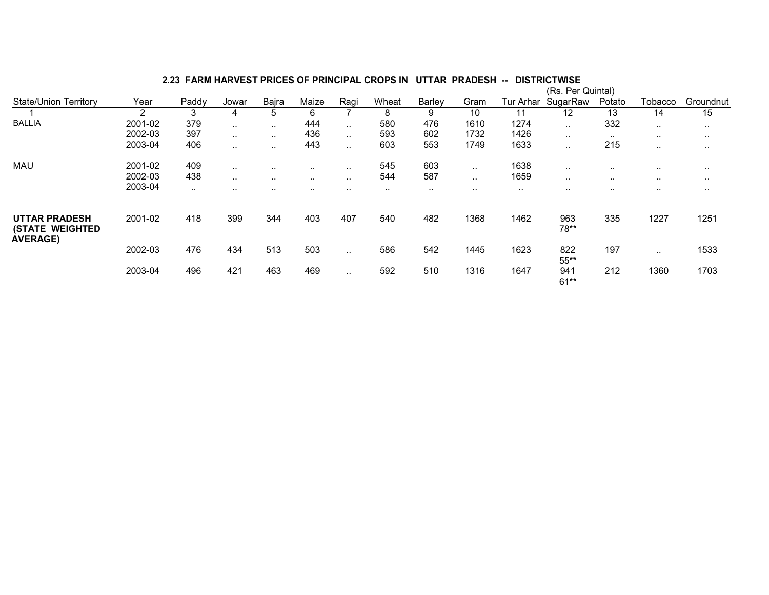## 2.23 FARM HARVEST PRICES OF PRINCIPAL CROPS IN UTTAR PRADESH -- DISTRICTWISE

(Rs. Per Quintal)

| State/Union Territory | Year | Paddy | Jowar | Bajra | Maize | Ragi | Wheat | Barley | Gram | Tur Arhar | SugarRaw | Potato | Tobacco | Groundnut |
|---|---|---|---|---|---|---|---|---|---|---|---|---|---|---|
| 1 | 2 | 3 | 4 | 5 | 6 | 7 | 8 | 9 | 10 | 11 | 12 | 13 | 14 | 15 |
| BALLIA | 2001-02 | 379 | .. | .. | 444 | .. | 580 | 476 | 1610 | 1274 | .. | 332 | .. | .. |
| | 2002-03 | 397 | .. | .. | 436 | .. | 593 | 602 | 1732 | 1426 | .. | .. | .. | .. |
| | 2003-04 | 406 | .. | .. | 443 | .. | 603 | 553 | 1749 | 1633 | .. | 215 | .. | .. |
| MAU | 2001-02 | 409 | .. | .. | .. | .. | 545 | 603 | .. | 1638 | .. | .. | .. | .. |
| | 2002-03 | 438 | .. | .. | .. | .. | 544 | 587 | .. | 1659 | .. | .. | .. | .. |
| | 2003-04 | .. | .. | .. | .. | .. | .. | .. | .. | .. | .. | .. | .. | .. |
| **UTTAR PRADESH (STATE WEIGHTED AVERAGE)** | 2001-02 | 418 | 399 | 344 | 403 | 407 | 540 | 482 | 1368 | 1462 | 963 78** | 335 | 1227 | 1251 |
| | 2002-03 | 476 | 434 | 513 | 503 | .. | 586 | 542 | 1445 | 1623 | 822 55** | 197 | .. | 1533 |
| | 2003-04 | 496 | 421 | 463 | 469 | .. | 592 | 510 | 1316 | 1647 | 941 61** | 212 | 1360 | 1703 |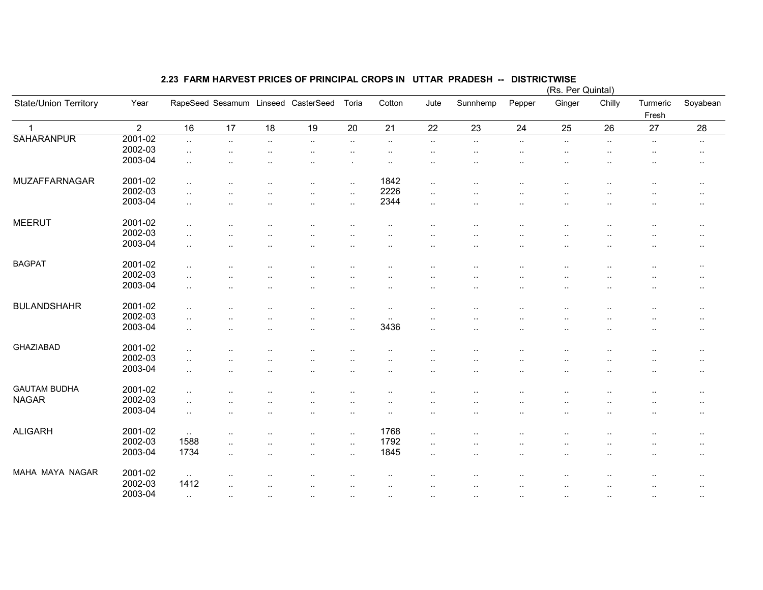## 2.23 FARM HARVEST PRICES OF PRINCIPAL CROPS IN UTTAR PRADESH -- DISTRICTWISE

(Rs. Per Quintal)

| State/Union Territory | Year | RapeSeed | Sesamum | Linseed | CasterSeed | Toria | Cotton | Jute | Sunnhemp | Pepper | Ginger | Chilly | Turmeric Fresh | Soyabean |
|---|---|---|---|---|---|---|---|---|---|---|---|---|---|---|
| 1 | 2 | 16 | 17 | 18 | 19 | 20 | 21 | 22 | 23 | 24 | 25 | 26 | 27 | 28 |
| SAHARANPUR | 2001-02 | .. | .. | .. | .. | .. | .. | .. | .. | .. | .. | .. | .. | .. |
| | 2002-03 | .. | .. | .. | .. | .. | .. | .. | .. | .. | .. | .. | .. | .. |
| | 2003-04 | .. | .. | .. | .. | . | .. | .. | .. | .. | .. | .. | .. | .. |
| MUZAFFARNAGAR | 2001-02 | .. | .. | .. | .. | .. | 1842 | .. | .. | .. | .. | .. | .. | .. |
| | 2002-03 | .. | .. | .. | .. | .. | 2226 | .. | .. | .. | .. | .. | .. | .. |
| | 2003-04 | .. | .. | .. | .. | .. | 2344 | .. | .. | .. | .. | .. | .. | .. |
| MEERUT | 2001-02 | .. | .. | .. | .. | .. | .. | .. | .. | .. | .. | .. | .. | .. |
| | 2002-03 | .. | .. | .. | .. | .. | .. | .. | .. | .. | .. | .. | .. | .. |
| | 2003-04 | .. | .. | .. | .. | .. | .. | .. | .. | .. | .. | .. | .. | .. |
| BAGPAT | 2001-02 | .. | .. | .. | .. | .. | .. | .. | .. | .. | .. | .. | .. | .. |
| | 2002-03 | .. | .. | .. | .. | .. | .. | .. | .. | .. | .. | .. | .. | .. |
| | 2003-04 | .. | .. | .. | .. | .. | .. | .. | .. | .. | .. | .. | .. | .. |
| BULANDSHAHR | 2001-02 | .. | .. | .. | .. | .. | .. | .. | .. | .. | .. | .. | .. | .. |
| | 2002-03 | .. | .. | .. | .. | .. | .. | .. | .. | .. | .. | .. | .. | .. |
| | 2003-04 | .. | .. | .. | .. | .. | 3436 | .. | .. | .. | .. | .. | .. | .. |
| GHAZIABAD | 2001-02 | .. | .. | .. | .. | .. | .. | .. | .. | .. | .. | .. | .. | .. |
| | 2002-03 | .. | .. | .. | .. | .. | .. | .. | .. | .. | .. | .. | .. | .. |
| | 2003-04 | .. | .. | .. | .. | .. | .. | .. | .. | .. | .. | .. | .. | .. |
| GAUTAM BUDHA NAGAR | 2001-02 | .. | .. | .. | .. | .. | .. | .. | .. | .. | .. | .. | .. | .. |
| | 2002-03 | .. | .. | .. | .. | .. | .. | .. | .. | .. | .. | .. | .. | .. |
| | 2003-04 | .. | .. | .. | .. | .. | .. | .. | .. | .. | .. | .. | .. | .. |
| ALIGARH | 2001-02 | .. | .. | .. | .. | .. | 1768 | .. | .. | .. | .. | .. | .. | .. |
| | 2002-03 | 1588 | .. | .. | .. | .. | 1792 | .. | .. | .. | .. | .. | .. | .. |
| | 2003-04 | 1734 | .. | .. | .. | .. | 1845 | .. | .. | .. | .. | .. | .. | .. |
| MAHA MAYA NAGAR | 2001-02 | .. | .. | .. | .. | .. | .. | .. | .. | .. | .. | .. | .. | .. |
| | 2002-03 | 1412 | .. | .. | .. | .. | .. | .. | .. | .. | .. | .. | .. | .. |
| | 2003-04 | .. | .. | .. | .. | .. | .. | .. | .. | .. | .. | .. | .. | .. |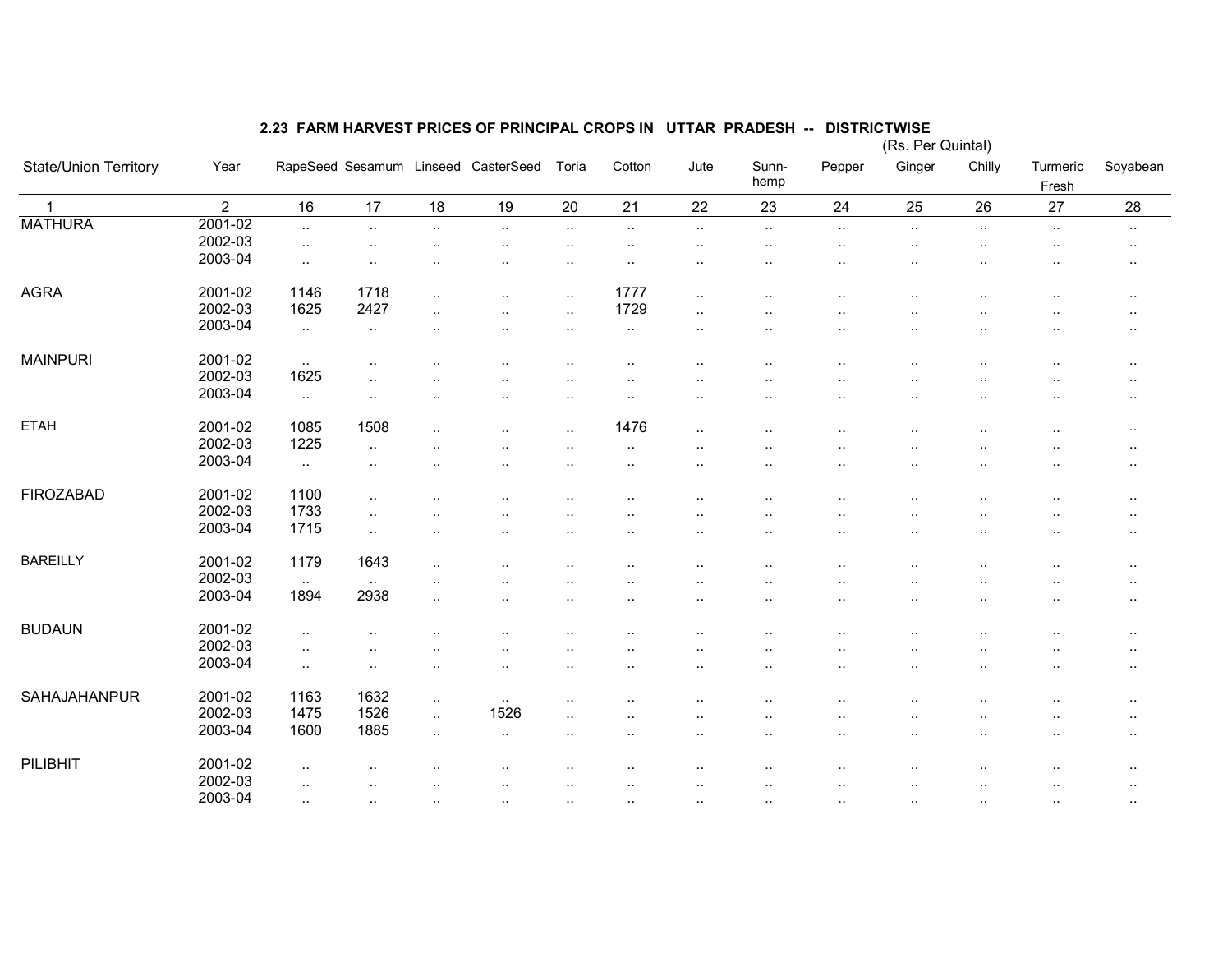## 2.23 FARM HARVEST PRICES OF PRINCIPAL CROPS IN UTTAR PRADESH -- DISTRICTWISE

(Rs. Per Quintal)

| State/Union Territory | Year | RapeSeed | Sesamum | Linseed | CasterSeed | Toria | Cotton | Jute | Sunn-hemp | Pepper | Ginger | Chilly | Turmeric Fresh | Soyabean |
|---|---|---|---|---|---|---|---|---|---|---|---|---|---|---|
| 1 | 2 | 16 | 17 | 18 | 19 | 20 | 21 | 22 | 23 | 24 | 25 | 26 | 27 | 28 |
| MATHURA | 2001-02 | .. | .. | .. | .. | .. | .. | .. | .. | .. | .. | .. | .. | .. |
| | 2002-03 | .. | .. | .. | .. | .. | .. | .. | .. | .. | .. | .. | .. | .. |
| | 2003-04 | .. | .. | .. | .. | .. | .. | .. | .. | .. | .. | .. | .. | .. |
| AGRA | 2001-02 | 1146 | 1718 | .. | .. | .. | 1777 | .. | .. | .. | .. | .. | .. | .. |
| | 2002-03 | 1625 | 2427 | .. | .. | .. | 1729 | .. | .. | .. | .. | .. | .. | .. |
| | 2003-04 | .. | .. | .. | .. | .. | .. | .. | .. | .. | .. | .. | .. | .. |
| MAINPURI | 2001-02 | .. | .. | .. | .. | .. | .. | .. | .. | .. | .. | .. | .. | .. |
| | 2002-03 | 1625 | .. | .. | .. | .. | .. | .. | .. | .. | .. | .. | .. | .. |
| | 2003-04 | .. | .. | .. | .. | .. | .. | .. | .. | .. | .. | .. | .. | .. |
| ETAH | 2001-02 | 1085 | 1508 | .. | .. | .. | 1476 | .. | .. | .. | .. | .. | .. | .. |
| | 2002-03 | 1225 | .. | .. | .. | .. | .. | .. | .. | .. | .. | .. | .. | .. |
| | 2003-04 | .. | .. | .. | .. | .. | .. | .. | .. | .. | .. | .. | .. | .. |
| FIROZABAD | 2001-02 | 1100 | .. | .. | .. | .. | .. | .. | .. | .. | .. | .. | .. | .. |
| | 2002-03 | 1733 | .. | .. | .. | .. | .. | .. | .. | .. | .. | .. | .. | .. |
| | 2003-04 | 1715 | .. | .. | .. | .. | .. | .. | .. | .. | .. | .. | .. | .. |
| BAREILLY | 2001-02 | 1179 | 1643 | .. | .. | .. | .. | .. | .. | .. | .. | .. | .. | .. |
| | 2002-03 | .. | .. | .. | .. | .. | .. | .. | .. | .. | .. | .. | .. | .. |
| | 2003-04 | 1894 | 2938 | .. | .. | .. | .. | .. | .. | .. | .. | .. | .. | .. |
| BUDAUN | 2001-02 | .. | .. | .. | .. | .. | .. | .. | .. | .. | .. | .. | .. | .. |
| | 2002-03 | .. | .. | .. | .. | .. | .. | .. | .. | .. | .. | .. | .. | .. |
| | 2003-04 | .. | .. | .. | .. | .. | .. | .. | .. | .. | .. | .. | .. | .. |
| SAHAJAHANPUR | 2001-02 | 1163 | 1632 | .. | .. | .. | .. | .. | .. | .. | .. | .. | .. | .. |
| | 2002-03 | 1475 | 1526 | .. | 1526 | .. | .. | .. | .. | .. | .. | .. | .. | .. |
| | 2003-04 | 1600 | 1885 | .. | .. | .. | .. | .. | .. | .. | .. | .. | .. | .. |
| PILIBHIT | 2001-02 | .. | .. | .. | .. | .. | .. | .. | .. | .. | .. | .. | .. | .. |
| | 2002-03 | .. | .. | .. | .. | .. | .. | .. | .. | .. | .. | .. | .. | .. |
| | 2003-04 | .. | .. | .. | .. | .. | .. | .. | .. | .. | .. | .. | .. | .. |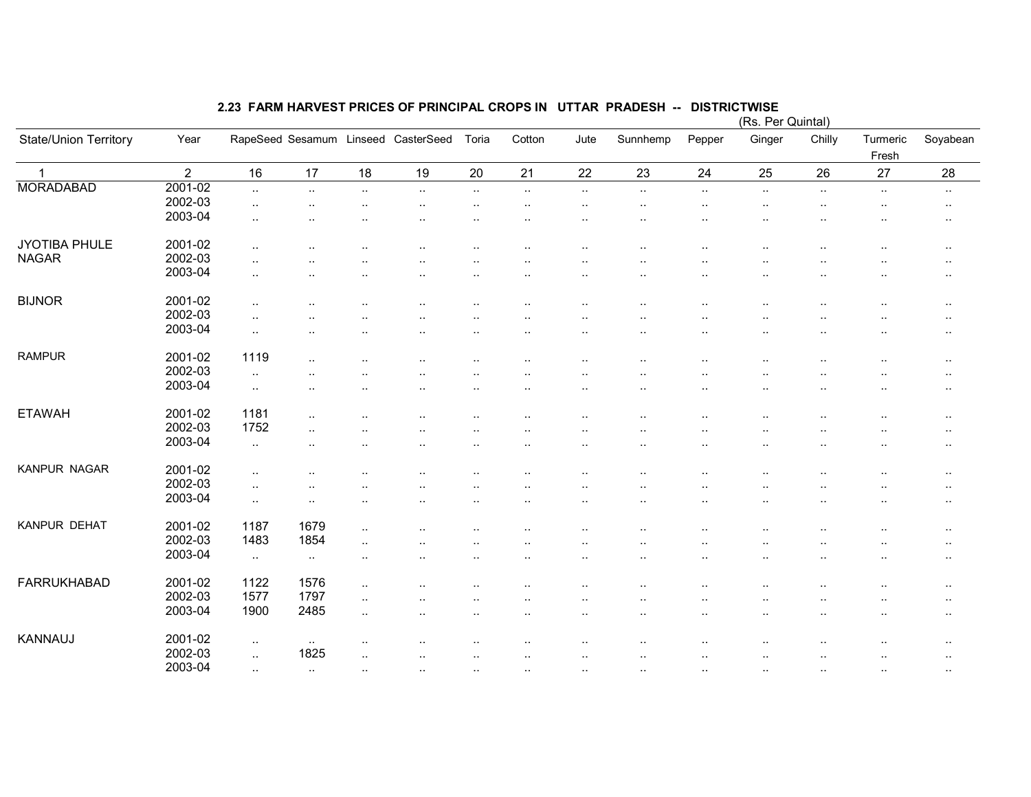## 2.23 FARM HARVEST PRICES OF PRINCIPAL CROPS IN UTTAR PRADESH -- DISTRICTWISE

(Rs. Per Quintal)

| State/Union Territory | Year | RapeSeed | Sesamum | Linseed | CasterSeed | Toria | Cotton | Jute | Sunnhemp | Pepper | Ginger | Chilly | Turmeric Fresh | Soyabean |
|---|---|---|---|---|---|---|---|---|---|---|---|---|---|---|
| 1 | 2 | 16 | 17 | 18 | 19 | 20 | 21 | 22 | 23 | 24 | 25 | 26 | 27 | 28 |
| MORADABAD | 2001-02 | .. | .. | .. | .. | .. | .. | .. | .. | .. | .. | .. | .. | .. |
| | 2002-03 | .. | .. | .. | .. | .. | .. | .. | .. | .. | .. | .. | .. | .. |
| | 2003-04 | .. | .. | .. | .. | .. | .. | .. | .. | .. | .. | .. | .. | .. |
| JYOTIBA PHULE NAGAR | 2001-02 | .. | .. | .. | .. | .. | .. | .. | .. | .. | .. | .. | .. | .. |
| | 2002-03 | .. | .. | .. | .. | .. | .. | .. | .. | .. | .. | .. | .. | .. |
| | 2003-04 | .. | .. | .. | .. | .. | .. | .. | .. | .. | .. | .. | .. | .. |
| BIJNOR | 2001-02 | .. | .. | .. | .. | .. | .. | .. | .. | .. | .. | .. | .. | .. |
| | 2002-03 | .. | .. | .. | .. | .. | .. | .. | .. | .. | .. | .. | .. | .. |
| | 2003-04 | .. | .. | .. | .. | .. | .. | .. | .. | .. | .. | .. | .. | .. |
| RAMPUR | 2001-02 | 1119 | .. | .. | .. | .. | .. | .. | .. | .. | .. | .. | .. | .. |
| | 2002-03 | .. | .. | .. | .. | .. | .. | .. | .. | .. | .. | .. | .. | .. |
| | 2003-04 | .. | .. | .. | .. | .. | .. | .. | .. | .. | .. | .. | .. | .. |
| ETAWAH | 2001-02 | 1181 | .. | .. | .. | .. | .. | .. | .. | .. | .. | .. | .. | .. |
| | 2002-03 | 1752 | .. | .. | .. | .. | .. | .. | .. | .. | .. | .. | .. | .. |
| | 2003-04 | .. | .. | .. | .. | .. | .. | .. | .. | .. | .. | .. | .. | .. |
| KANPUR NAGAR | 2001-02 | .. | .. | .. | .. | .. | .. | .. | .. | .. | .. | .. | .. | .. |
| | 2002-03 | .. | .. | .. | .. | .. | .. | .. | .. | .. | .. | .. | .. | .. |
| | 2003-04 | .. | .. | .. | .. | .. | .. | .. | .. | .. | .. | .. | .. | .. |
| KANPUR DEHAT | 2001-02 | 1187 | 1679 | .. | .. | .. | .. | .. | .. | .. | .. | .. | .. | .. |
| | 2002-03 | 1483 | 1854 | .. | .. | .. | .. | .. | .. | .. | .. | .. | .. | .. |
| | 2003-04 | .. | .. | .. | .. | .. | .. | .. | .. | .. | .. | .. | .. | .. |
| FARRUKHABAD | 2001-02 | 1122 | 1576 | .. | .. | .. | .. | .. | .. | .. | .. | .. | .. | .. |
| | 2002-03 | 1577 | 1797 | .. | .. | .. | .. | .. | .. | .. | .. | .. | .. | .. |
| | 2003-04 | 1900 | 2485 | .. | .. | .. | .. | .. | .. | .. | .. | .. | .. | .. |
| KANNAUJ | 2001-02 | .. | .. | .. | .. | .. | .. | .. | .. | .. | .. | .. | .. | .. |
| | 2002-03 | .. | 1825 | .. | .. | .. | .. | .. | .. | .. | .. | .. | .. | .. |
| | 2003-04 | .. | .. | .. | .. | .. | .. | .. | .. | .. | .. | .. | .. | .. |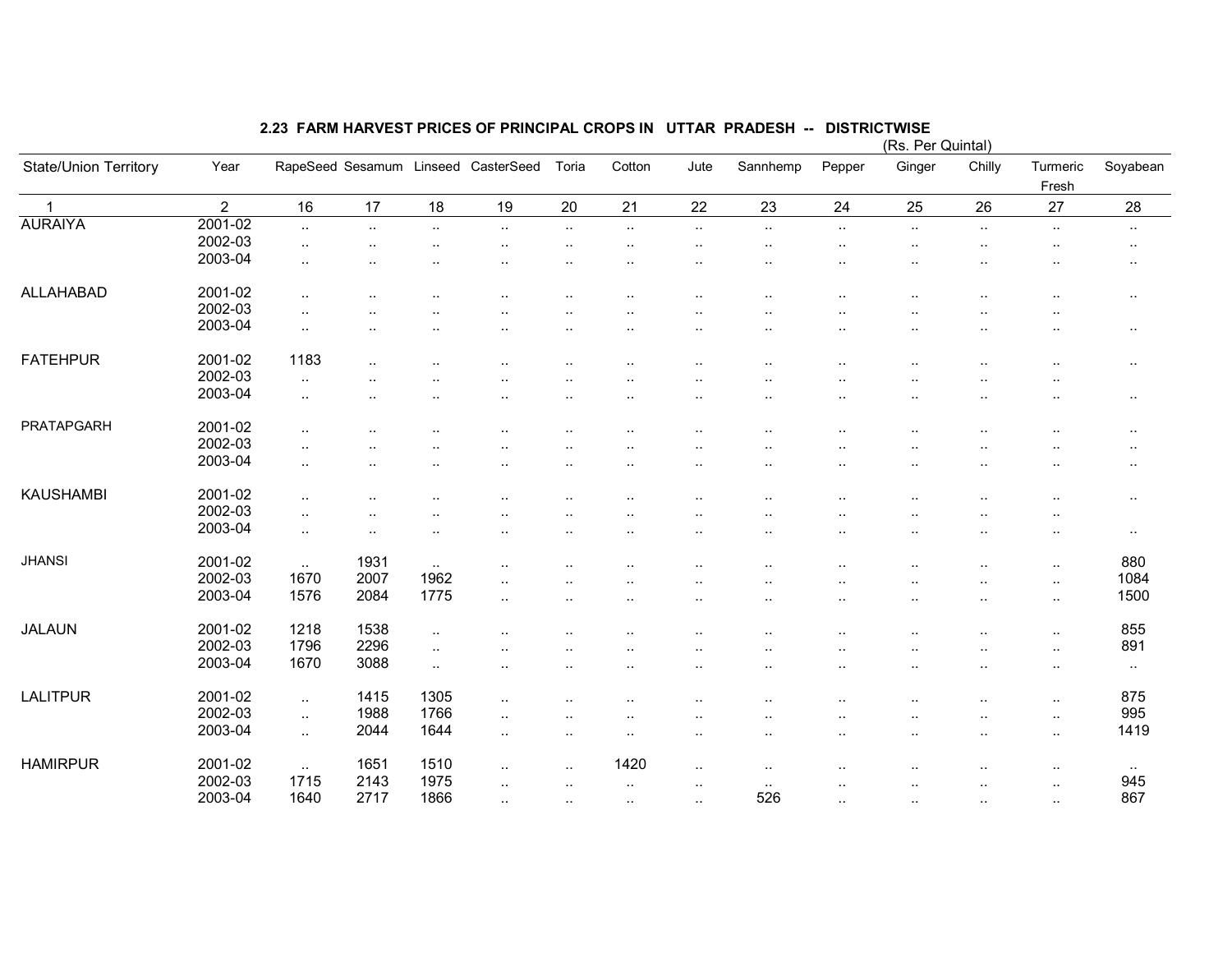## 2.23 FARM HARVEST PRICES OF PRINCIPAL CROPS IN UTTAR PRADESH -- DISTRICTWISE

(Rs. Per Quintal)

| State/Union Territory | Year | RapeSeed | Sesamum | Linseed | CasterSeed | Toria | Cotton | Jute | Sannhemp | Pepper | Ginger | Chilly | Turmeric Fresh | Soyabean |
|---|---|---|---|---|---|---|---|---|---|---|---|---|---|---|
| 1 | 2 | 16 | 17 | 18 | 19 | 20 | 21 | 22 | 23 | 24 | 25 | 26 | 27 | 28 |
| AURAIYA | 2001-02 | .. | .. | .. | .. | .. | .. | .. | .. | .. | .. | .. | .. | .. |
| | 2002-03 | .. | .. | .. | .. | .. | .. | .. | .. | .. | .. | .. | .. | .. |
| | 2003-04 | .. | .. | .. | .. | .. | .. | .. | .. | .. | .. | .. | .. | .. |
| ALLAHABAD | 2001-02 | .. | .. | .. | .. | .. | .. | .. | .. | .. | .. | .. | .. | .. |
| | 2002-03 | .. | .. | .. | .. | .. | .. | .. | .. | .. | .. | .. | .. | |
| | 2003-04 | .. | .. | .. | .. | .. | .. | .. | .. | .. | .. | .. | .. | .. |
| FATEHPUR | 2001-02 | 1183 | .. | .. | .. | .. | .. | .. | .. | .. | .. | .. | .. | .. |
| | 2002-03 | .. | .. | .. | .. | .. | .. | .. | .. | .. | .. | .. | .. | |
| | 2003-04 | .. | .. | .. | .. | .. | .. | .. | .. | .. | .. | .. | .. | .. |
| PRATAPGARH | 2001-02 | .. | .. | .. | .. | .. | .. | .. | .. | .. | .. | .. | .. | .. |
| | 2002-03 | .. | .. | .. | .. | .. | .. | .. | .. | .. | .. | .. | .. | .. |
| | 2003-04 | .. | .. | .. | .. | .. | .. | .. | .. | .. | .. | .. | .. | .. |
| KAUSHAMBI | 2001-02 | .. | .. | .. | .. | .. | .. | .. | .. | .. | .. | .. | .. | .. |
| | 2002-03 | .. | .. | .. | .. | .. | .. | .. | .. | .. | .. | .. | .. | |
| | 2003-04 | .. | .. | .. | .. | .. | .. | .. | .. | .. | .. | .. | .. | .. |
| JHANSI | 2001-02 | .. | 1931 | .. | .. | .. | .. | .. | .. | .. | .. | .. | .. | 880 |
| | 2002-03 | 1670 | 2007 | 1962 | .. | .. | .. | .. | .. | .. | .. | .. | .. | 1084 |
| | 2003-04 | 1576 | 2084 | 1775 | .. | .. | .. | .. | .. | .. | .. | .. | .. | 1500 |
| JALAUN | 2001-02 | 1218 | 1538 | .. | .. | .. | .. | .. | .. | .. | .. | .. | .. | 855 |
| | 2002-03 | 1796 | 2296 | .. | .. | .. | .. | .. | .. | .. | .. | .. | .. | 891 |
| | 2003-04 | 1670 | 3088 | .. | .. | .. | .. | .. | .. | .. | .. | .. | .. | .. |
| LALITPUR | 2001-02 | .. | 1415 | 1305 | .. | .. | .. | .. | .. | .. | .. | .. | .. | 875 |
| | 2002-03 | .. | 1988 | 1766 | .. | .. | .. | .. | .. | .. | .. | .. | .. | 995 |
| | 2003-04 | .. | 2044 | 1644 | .. | .. | .. | .. | .. | .. | .. | .. | .. | 1419 |
| HAMIRPUR | 2001-02 | .. | 1651 | 1510 | .. | .. | 1420 | .. | .. | .. | .. | .. | .. | .. |
| | 2002-03 | 1715 | 2143 | 1975 | .. | .. | .. | .. | .. | .. | .. | .. | .. | 945 |
| | 2003-04 | 1640 | 2717 | 1866 | .. | .. | .. | .. | 526 | .. | .. | .. | .. | 867 |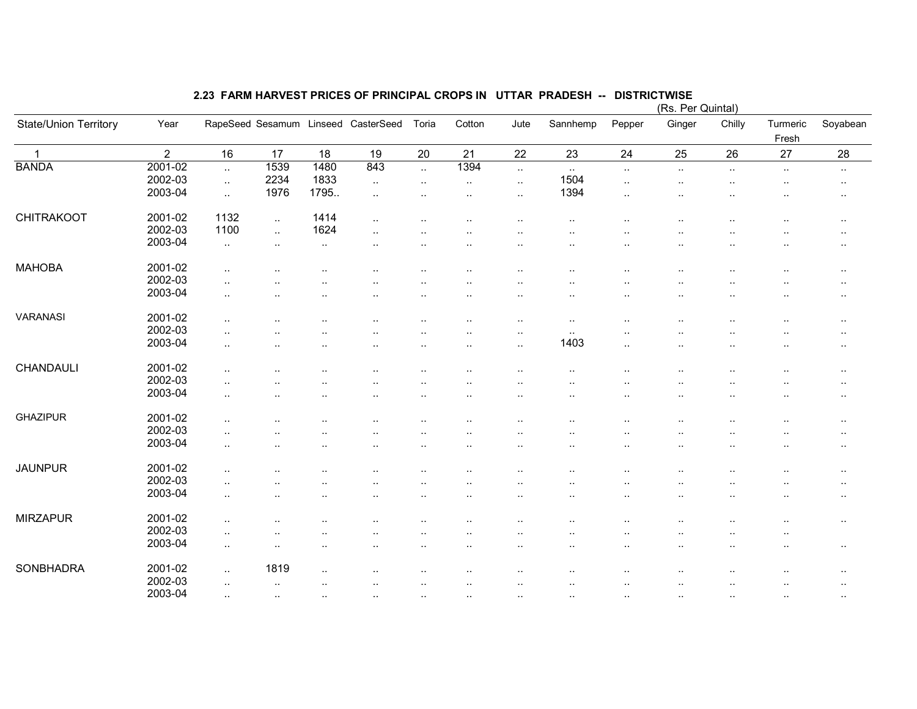## 2.23 FARM HARVEST PRICES OF PRINCIPAL CROPS IN UTTAR PRADESH -- DISTRICTWISE

(Rs. Per Quintal)

| State/Union Territory | Year | RapeSeed | Sesamum | Linseed | CasterSeed | Toria | Cotton | Jute | Sannhemp | Pepper | Ginger | Chilly | Turmeric Fresh | Soyabean |
|---|---|---|---|---|---|---|---|---|---|---|---|---|---|---|
| 1 | 2 | 16 | 17 | 18 | 19 | 20 | 21 | 22 | 23 | 24 | 25 | 26 | 27 | 28 |
| BANDA | 2001-02 | .. | 1539 | 1480 | 843 | .. | 1394 | .. | .. | .. | .. | .. | .. | .. |
| | 2002-03 | .. | 2234 | 1833 | .. | .. | .. | .. | 1504 | .. | .. | .. | .. | .. |
| | 2003-04 | .. | 1976 | 1795.. | .. | .. | .. | .. | 1394 | .. | .. | .. | .. | .. |
| CHITRAKOOT | 2001-02 | 1132 | .. | 1414 | .. | .. | .. | .. | .. | .. | .. | .. | .. | .. |
| | 2002-03 | 1100 | .. | 1624 | .. | .. | .. | .. | .. | .. | .. | .. | .. | .. |
| | 2003-04 | .. | .. | .. | .. | .. | .. | .. | .. | .. | .. | .. | .. | .. |
| MAHOBA | 2001-02 | .. | .. | .. | .. | .. | .. | .. | .. | .. | .. | .. | .. | .. |
| | 2002-03 | .. | .. | .. | .. | .. | .. | .. | .. | .. | .. | .. | .. | .. |
| | 2003-04 | .. | .. | .. | .. | .. | .. | .. | .. | .. | .. | .. | .. | .. |
| VARANASI | 2001-02 | .. | .. | .. | .. | .. | .. | .. | .. | .. | .. | .. | .. | .. |
| | 2002-03 | .. | .. | .. | .. | .. | .. | .. | .. | .. | .. | .. | .. | .. |
| | 2003-04 | .. | .. | .. | .. | .. | .. | .. | 1403 | .. | .. | .. | .. | .. |
| CHANDAULI | 2001-02 | .. | .. | .. | .. | .. | .. | .. | .. | .. | .. | .. | .. | .. |
| | 2002-03 | .. | .. | .. | .. | .. | .. | .. | .. | .. | .. | .. | .. | .. |
| | 2003-04 | .. | .. | .. | .. | .. | .. | .. | .. | .. | .. | .. | .. | .. |
| GHAZIPUR | 2001-02 | .. | .. | .. | .. | .. | .. | .. | .. | .. | .. | .. | .. | .. |
| | 2002-03 | .. | .. | .. | .. | .. | .. | .. | .. | .. | .. | .. | .. | .. |
| | 2003-04 | .. | .. | .. | .. | .. | .. | .. | .. | .. | .. | .. | .. | .. |
| JAUNPUR | 2001-02 | .. | .. | .. | .. | .. | .. | .. | .. | .. | .. | .. | .. | .. |
| | 2002-03 | .. | .. | .. | .. | .. | .. | .. | .. | .. | .. | .. | .. | .. |
| | 2003-04 | .. | .. | .. | .. | .. | .. | .. | .. | .. | .. | .. | .. | .. |
| MIRZAPUR | 2001-02 | .. | .. | .. | .. | .. | .. | .. | .. | .. | .. | .. | .. | .. |
| | 2002-03 | .. | .. | .. | .. | .. | .. | .. | .. | .. | .. | .. | .. | |
| | 2003-04 | .. | .. | .. | .. | .. | .. | .. | .. | .. | .. | .. | .. | .. |
| SONBHADRA | 2001-02 | .. | 1819 | .. | .. | .. | .. | .. | .. | .. | .. | .. | .. | .. |
| | 2002-03 | .. | .. | .. | .. | .. | .. | .. | .. | .. | .. | .. | .. | .. |
| | 2003-04 | .. | .. | .. | .. | .. | .. | .. | .. | .. | .. | .. | .. | .. |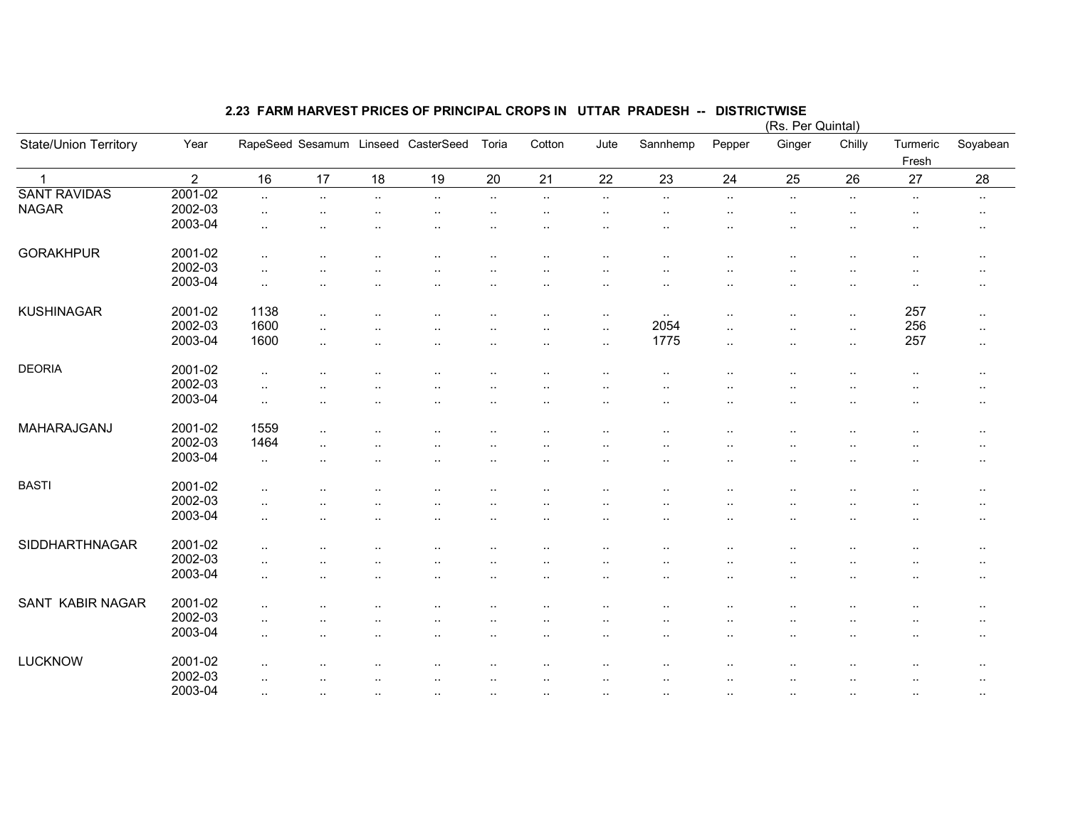## 2.23 FARM HARVEST PRICES OF PRINCIPAL CROPS IN UTTAR PRADESH -- DISTRICTWISE

(Rs. Per Quintal)

| State/Union Territory | Year | RapeSeed | Sesamum | Linseed | CasterSeed | Toria | Cotton | Jute | Sannhemp | Pepper | Ginger | Chilly | Turmeric Fresh | Soyabean |
|---|---|---|---|---|---|---|---|---|---|---|---|---|---|---|
| 1 | 2 | 16 | 17 | 18 | 19 | 20 | 21 | 22 | 23 | 24 | 25 | 26 | 27 | 28 |
| SANT RAVIDAS NAGAR | 2001-02 | .. | .. | .. | .. | .. | .. | .. | .. | .. | .. | .. | .. | .. |
| | 2002-03 | .. | .. | .. | .. | .. | .. | .. | .. | .. | .. | .. | .. | .. |
| | 2003-04 | .. | .. | .. | .. | .. | .. | .. | .. | .. | .. | .. | .. | .. |
| GORAKHPUR | 2001-02 | .. | .. | .. | .. | .. | .. | .. | .. | .. | .. | .. | .. | .. |
| | 2002-03 | .. | .. | .. | .. | .. | .. | .. | .. | .. | .. | .. | .. | .. |
| | 2003-04 | .. | .. | .. | .. | .. | .. | .. | .. | .. | .. | .. | .. | .. |
| KUSHINAGAR | 2001-02 | 1138 | .. | .. | .. | .. | .. | .. | .. | .. | .. | .. | 257 | .. |
| | 2002-03 | 1600 | .. | .. | .. | .. | .. | .. | 2054 | .. | .. | .. | 256 | .. |
| | 2003-04 | 1600 | .. | .. | .. | .. | .. | .. | 1775 | .. | .. | .. | 257 | .. |
| DEORIA | 2001-02 | .. | .. | .. | .. | .. | .. | .. | .. | .. | .. | .. | .. | .. |
| | 2002-03 | .. | .. | .. | .. | .. | .. | .. | .. | .. | .. | .. | .. | .. |
| | 2003-04 | .. | .. | .. | .. | .. | .. | .. | .. | .. | .. | .. | .. | .. |
| MAHARAJGANJ | 2001-02 | 1559 | .. | .. | .. | .. | .. | .. | .. | .. | .. | .. | .. | .. |
| | 2002-03 | 1464 | .. | .. | .. | .. | .. | .. | .. | .. | .. | .. | .. | .. |
| | 2003-04 | .. | .. | .. | .. | .. | .. | .. | .. | .. | .. | .. | .. | .. |
| BASTI | 2001-02 | .. | .. | .. | .. | .. | .. | .. | .. | .. | .. | .. | .. | .. |
| | 2002-03 | .. | .. | .. | .. | .. | .. | .. | .. | .. | .. | .. | .. | .. |
| | 2003-04 | .. | .. | .. | .. | .. | .. | .. | .. | .. | .. | .. | .. | .. |
| SIDDHARTHNAGAR | 2001-02 | .. | .. | .. | .. | .. | .. | .. | .. | .. | .. | .. | .. | .. |
| | 2002-03 | .. | .. | .. | .. | .. | .. | .. | .. | .. | .. | .. | .. | .. |
| | 2003-04 | .. | .. | .. | .. | .. | .. | .. | .. | .. | .. | .. | .. | .. |
| SANT KABIR NAGAR | 2001-02 | .. | .. | .. | .. | .. | .. | .. | .. | .. | .. | .. | .. | .. |
| | 2002-03 | .. | .. | .. | .. | .. | .. | .. | .. | .. | .. | .. | .. | .. |
| | 2003-04 | .. | .. | .. | .. | .. | .. | .. | .. | .. | .. | .. | .. | .. |
| LUCKNOW | 2001-02 | .. | .. | .. | .. | .. | .. | .. | .. | .. | .. | .. | .. | .. |
| | 2002-03 | .. | .. | .. | .. | .. | .. | .. | .. | .. | .. | .. | .. | .. |
| | 2003-04 | .. | .. | .. | .. | .. | .. | .. | .. | .. | .. | .. | .. | .. |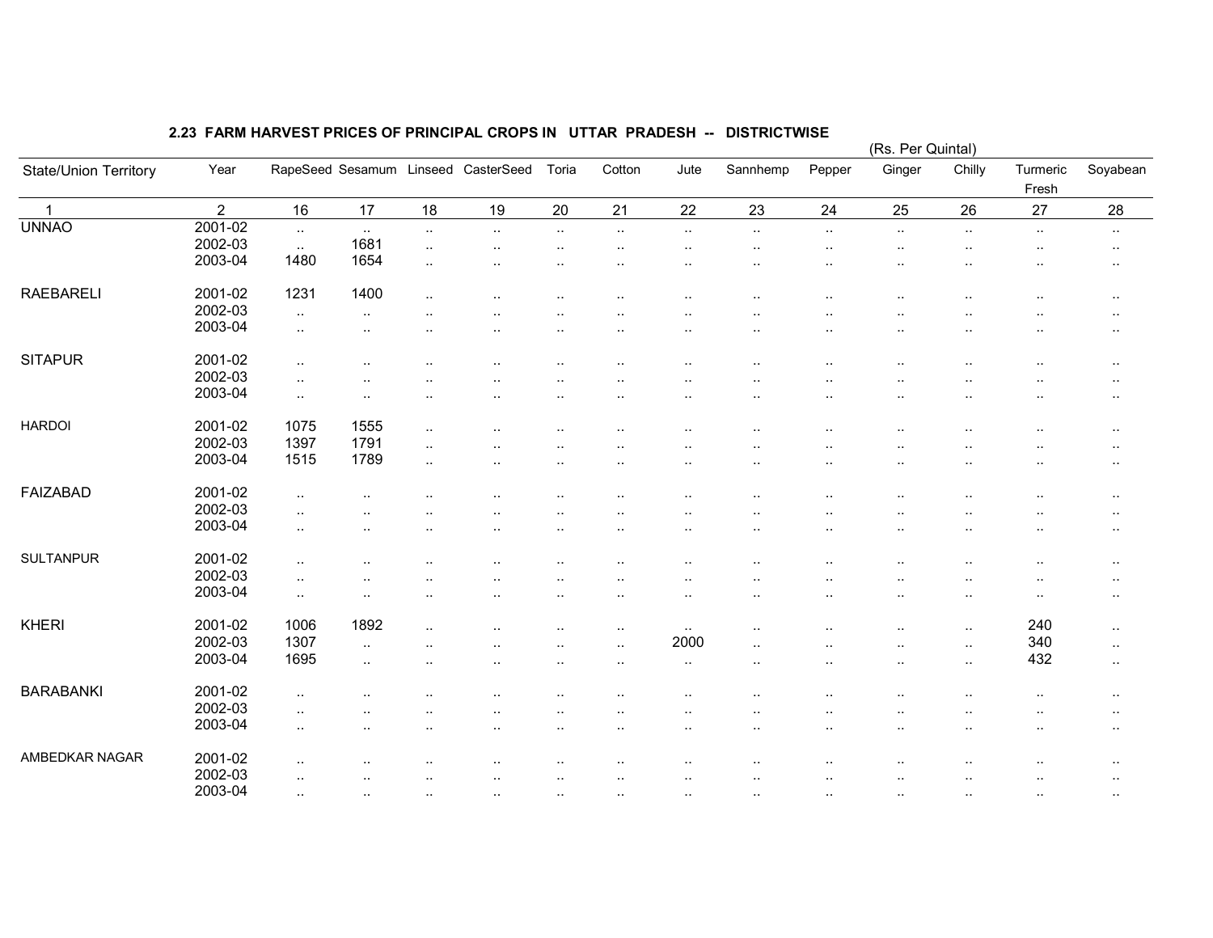## 2.23 FARM HARVEST PRICES OF PRINCIPAL CROPS IN UTTAR PRADESH -- DISTRICTWISE

(Rs. Per Quintal)

| State/Union Territory | Year | RapeSeed | Sesamum | Linseed | CasterSeed | Toria | Cotton | Jute | Sannhemp | Pepper | Ginger | Chilly | Turmeric Fresh | Soyabean |
|---|---|---|---|---|---|---|---|---|---|---|---|---|---|---|
| 1 | 2 | 16 | 17 | 18 | 19 | 20 | 21 | 22 | 23 | 24 | 25 | 26 | 27 | 28 |
| UNNAO | 2001-02 | .. | .. | .. | .. | .. | .. | .. | .. | .. | .. | .. | .. | .. |
| | 2002-03 | .. | 1681 | .. | .. | .. | .. | .. | .. | .. | .. | .. | .. | .. |
| | 2003-04 | 1480 | 1654 | .. | .. | .. | .. | .. | .. | .. | .. | .. | .. | .. |
| RAEBARELI | 2001-02 | 1231 | 1400 | .. | .. | .. | .. | .. | .. | .. | .. | .. | .. | .. |
| | 2002-03 | .. | .. | .. | .. | .. | .. | .. | .. | .. | .. | .. | .. | .. |
| | 2003-04 | .. | .. | .. | .. | .. | .. | .. | .. | .. | .. | .. | .. | .. |
| SITAPUR | 2001-02 | .. | .. | .. | .. | .. | .. | .. | .. | .. | .. | .. | .. | .. |
| | 2002-03 | .. | .. | .. | .. | .. | .. | .. | .. | .. | .. | .. | .. | .. |
| | 2003-04 | .. | .. | .. | .. | .. | .. | .. | .. | .. | .. | .. | .. | .. |
| HARDOI | 2001-02 | 1075 | 1555 | .. | .. | .. | .. | .. | .. | .. | .. | .. | .. | .. |
| | 2002-03 | 1397 | 1791 | .. | .. | .. | .. | .. | .. | .. | .. | .. | .. | .. |
| | 2003-04 | 1515 | 1789 | .. | .. | .. | .. | .. | .. | .. | .. | .. | .. | .. |
| FAIZABAD | 2001-02 | .. | .. | .. | .. | .. | .. | .. | .. | .. | .. | .. | .. | .. |
| | 2002-03 | .. | .. | .. | .. | .. | .. | .. | .. | .. | .. | .. | .. | .. |
| | 2003-04 | .. | .. | .. | .. | .. | .. | .. | .. | .. | .. | .. | .. | .. |
| SULTANPUR | 2001-02 | .. | .. | .. | .. | .. | .. | .. | .. | .. | .. | .. | .. | .. |
| | 2002-03 | .. | .. | .. | .. | .. | .. | .. | .. | .. | .. | .. | .. | .. |
| | 2003-04 | .. | .. | .. | .. | .. | .. | .. | .. | .. | .. | .. | .. | .. |
| KHERI | 2001-02 | 1006 | 1892 | .. | .. | .. | .. | .. | .. | .. | .. | .. | 240 | .. |
| | 2002-03 | 1307 | .. | .. | .. | .. | .. | 2000 | .. | .. | .. | .. | 340 | .. |
| | 2003-04 | 1695 | .. | .. | .. | .. | .. | .. | .. | .. | .. | .. | 432 | .. |
| BARABANKI | 2001-02 | .. | .. | .. | .. | .. | .. | .. | .. | .. | .. | .. | .. | .. |
| | 2002-03 | .. | .. | .. | .. | .. | .. | .. | .. | .. | .. | .. | .. | .. |
| | 2003-04 | .. | .. | .. | .. | .. | .. | .. | .. | .. | .. | .. | .. | .. |
| AMBEDKAR NAGAR | 2001-02 | .. | .. | .. | .. | .. | .. | .. | .. | .. | .. | .. | .. | .. |
| | 2002-03 | .. | .. | .. | .. | .. | .. | .. | .. | .. | .. | .. | .. | .. |
| | 2003-04 | .. | .. | .. | .. | .. | .. | .. | .. | .. | .. | .. | .. | .. |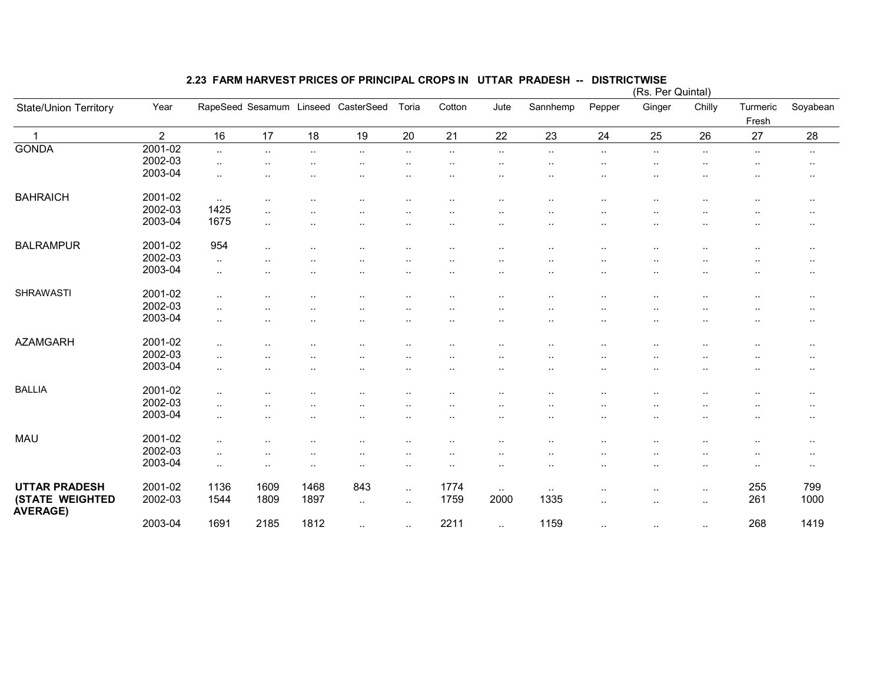## 2.23 FARM HARVEST PRICES OF PRINCIPAL CROPS IN UTTAR PRADESH -- DISTRICTWISE

(Rs. Per Quintal)

| State/Union Territory | Year | RapeSeed | Sesamum | Linseed | CasterSeed | Toria | Cotton | Jute | Sannhemp | Pepper | Ginger | Chilly | Turmeric Fresh | Soyabean |
|---|---|---|---|---|---|---|---|---|---|---|---|---|---|---|
| 1 | 2 | 16 | 17 | 18 | 19 | 20 | 21 | 22 | 23 | 24 | 25 | 26 | 27 | 28 |
| GONDA | 2001-02 | .. | .. | .. | .. | .. | .. | .. | .. | .. | .. | .. | .. | .. |
| | 2002-03 | .. | .. | .. | .. | .. | .. | .. | .. | .. | .. | .. | .. | .. |
| | 2003-04 | .. | .. | .. | .. | .. | .. | .. | .. | .. | .. | .. | .. | .. |
| BAHRAICH | 2001-02 | .. | .. | .. | .. | .. | .. | .. | .. | .. | .. | .. | .. | .. |
| | 2002-03 | 1425 | .. | .. | .. | .. | .. | .. | .. | .. | .. | .. | .. | .. |
| | 2003-04 | 1675 | .. | .. | .. | .. | .. | .. | .. | .. | .. | .. | .. | .. |
| BALRAMPUR | 2001-02 | 954 | .. | .. | .. | .. | .. | .. | .. | .. | .. | .. | .. | .. |
| | 2002-03 | .. | .. | .. | .. | .. | .. | .. | .. | .. | .. | .. | .. | .. |
| | 2003-04 | .. | .. | .. | .. | .. | .. | .. | .. | .. | .. | .. | .. | .. |
| SHRAWASTI | 2001-02 | .. | .. | .. | .. | .. | .. | .. | .. | .. | .. | .. | .. | .. |
| | 2002-03 | .. | .. | .. | .. | .. | .. | .. | .. | .. | .. | .. | .. | .. |
| | 2003-04 | .. | .. | .. | .. | .. | .. | .. | .. | .. | .. | .. | .. | .. |
| AZAMGARH | 2001-02 | .. | .. | .. | .. | .. | .. | .. | .. | .. | .. | .. | .. | .. |
| | 2002-03 | .. | .. | .. | .. | .. | .. | .. | .. | .. | .. | .. | .. | .. |
| | 2003-04 | .. | .. | .. | .. | .. | .. | .. | .. | .. | .. | .. | .. | .. |
| BALLIA | 2001-02 | .. | .. | .. | .. | .. | .. | .. | .. | .. | .. | .. | .. | .. |
| | 2002-03 | .. | .. | .. | .. | .. | .. | .. | .. | .. | .. | .. | .. | .. |
| | 2003-04 | .. | .. | .. | .. | .. | .. | .. | .. | .. | .. | .. | .. | .. |
| MAU | 2001-02 | .. | .. | .. | .. | .. | .. | .. | .. | .. | .. | .. | .. | .. |
| | 2002-03 | .. | .. | .. | .. | .. | .. | .. | .. | .. | .. | .. | .. | .. |
| | 2003-04 | .. | .. | .. | .. | .. | .. | .. | .. | .. | .. | .. | .. | .. |
| **UTTAR PRADESH (STATE WEIGHTED AVERAGE)** | 2001-02 | 1136 | 1609 | 1468 | 843 | .. | 1774 | .. | .. | .. | .. | .. | 255 | 799 |
| | 2002-03 | 1544 | 1809 | 1897 | .. | .. | 1759 | 2000 | 1335 | .. | .. | .. | 261 | 1000 |
| | 2003-04 | 1691 | 2185 | 1812 | .. | .. | 2211 | .. | 1159 | .. | .. | .. | 268 | 1419 |